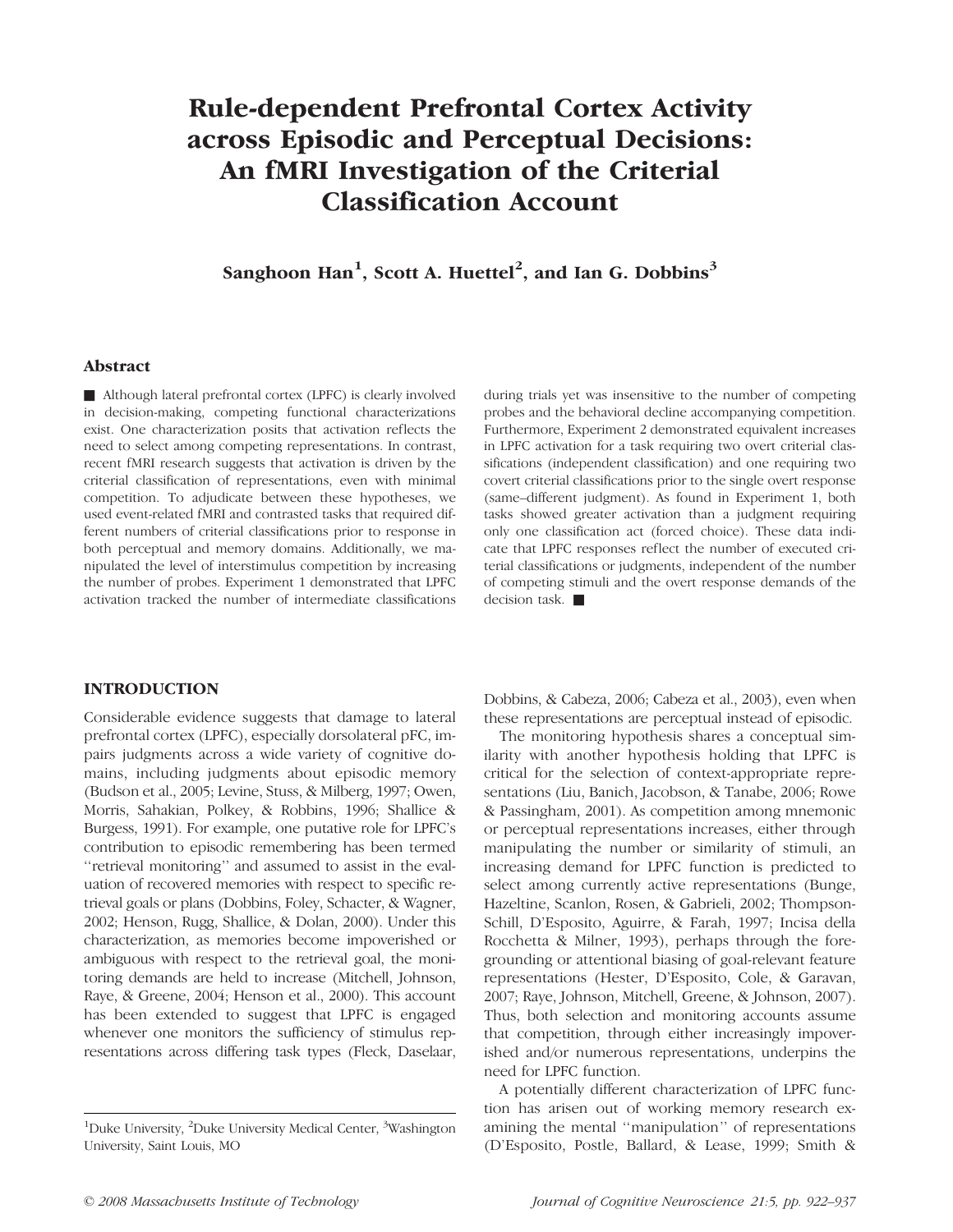// Rule-dependent Prefrontal Cortex Activity across Episodic and Perceptual Decisions: An fMRI Investigation of the Criterial Classification Account

**Sanghoon Han**[1], **Scott A. Huettel**[2], and **Ian G. Dobbins**[3]

## Abstract

■ Although lateral prefrontal cortex (LPFC) is clearly involved in decision-making, competing functional characterizations exist. One characterization posits that activation reflects the need to select among competing representations. In contrast, recent fMRI research suggests that activation is driven by the criterial classification of representations, even with minimal competition. To adjudicate between these hypotheses, we used event-related fMRI and contrasted tasks that required different numbers of criterial classifications prior to response in both perceptual and memory domains. Additionally, we manipulated the level of interstimulus competition by increasing the number of probes. Experiment 1 demonstrated that LPFC activation tracked the number of intermediate classifications during trials yet was insensitive to the number of competing probes and the behavioral decline accompanying competition. Furthermore, Experiment 2 demonstrated equivalent increases in LPFC activation for a task requiring two overt criterial classifications (independent classification) and one requiring two covert criterial classifications prior to the single overt response (same–different judgment). As found in Experiment 1, both tasks showed greater activation than a judgment requiring only one classification act (forced choice). These data indicate that LPFC responses reflect the number of executed criterial classifications or judgments, independent of the number of competing stimuli and the overt response demands of the decision task. ■

## INTRODUCTION

Considerable evidence suggests that damage to lateral prefrontal cortex (LPFC), especially dorsolateral pFC, impairs judgments across a wide variety of cognitive domains, including judgments about episodic memory (Budson et al., 2005; Levine, Stuss, & Milberg, 1997; Owen, Morris, Sahakian, Polkey, & Robbins, 1996; Shallice & Burgess, 1991). For example, one putative role for LPFC's contribution to episodic remembering has been termed ''retrieval monitoring'' and assumed to assist in the evaluation of recovered memories with respect to specific retrieval goals or plans (Dobbins, Foley, Schacter, & Wagner, 2002; Henson, Rugg, Shallice, & Dolan, 2000). Under this characterization, as memories become impoverished or ambiguous with respect to the retrieval goal, the monitoring demands are held to increase (Mitchell, Johnson, Raye, & Greene, 2004; Henson et al., 2000). This account has been extended to suggest that LPFC is engaged whenever one monitors the sufficiency of stimulus representations across differing task types (Fleck, Daselaar, Dobbins, & Cabeza, 2006; Cabeza et al., 2003), even when these representations are perceptual instead of episodic.

The monitoring hypothesis shares a conceptual similarity with another hypothesis holding that LPFC is critical for the selection of context-appropriate representations (Liu, Banich, Jacobson, & Tanabe, 2006; Rowe & Passingham, 2001). As competition among mnemonic or perceptual representations increases, either through manipulating the number or similarity of stimuli, an increasing demand for LPFC function is predicted to select among currently active representations (Bunge, Hazeltine, Scanlon, Rosen, & Gabrieli, 2002; Thompson-Schill, D'Esposito, Aguirre, & Farah, 1997; Incisa della Rocchetta & Milner, 1993), perhaps through the foregrounding or attentional biasing of goal-relevant feature representations (Hester, D'Esposito, Cole, & Garavan, 2007; Raye, Johnson, Mitchell, Greene, & Johnson, 2007). Thus, both selection and monitoring accounts assume that competition, through either increasingly impoverished and/or numerous representations, underpins the need for LPFC function.

A potentially different characterization of LPFC function has arisen out of working memory research examining the mental ''manipulation'' of representations (D'Esposito, Postle, Ballard, & Lease, 1999; Smith &

[1]Duke University, [2]Duke University Medical Center, [3]Washington University, Saint Louis, MO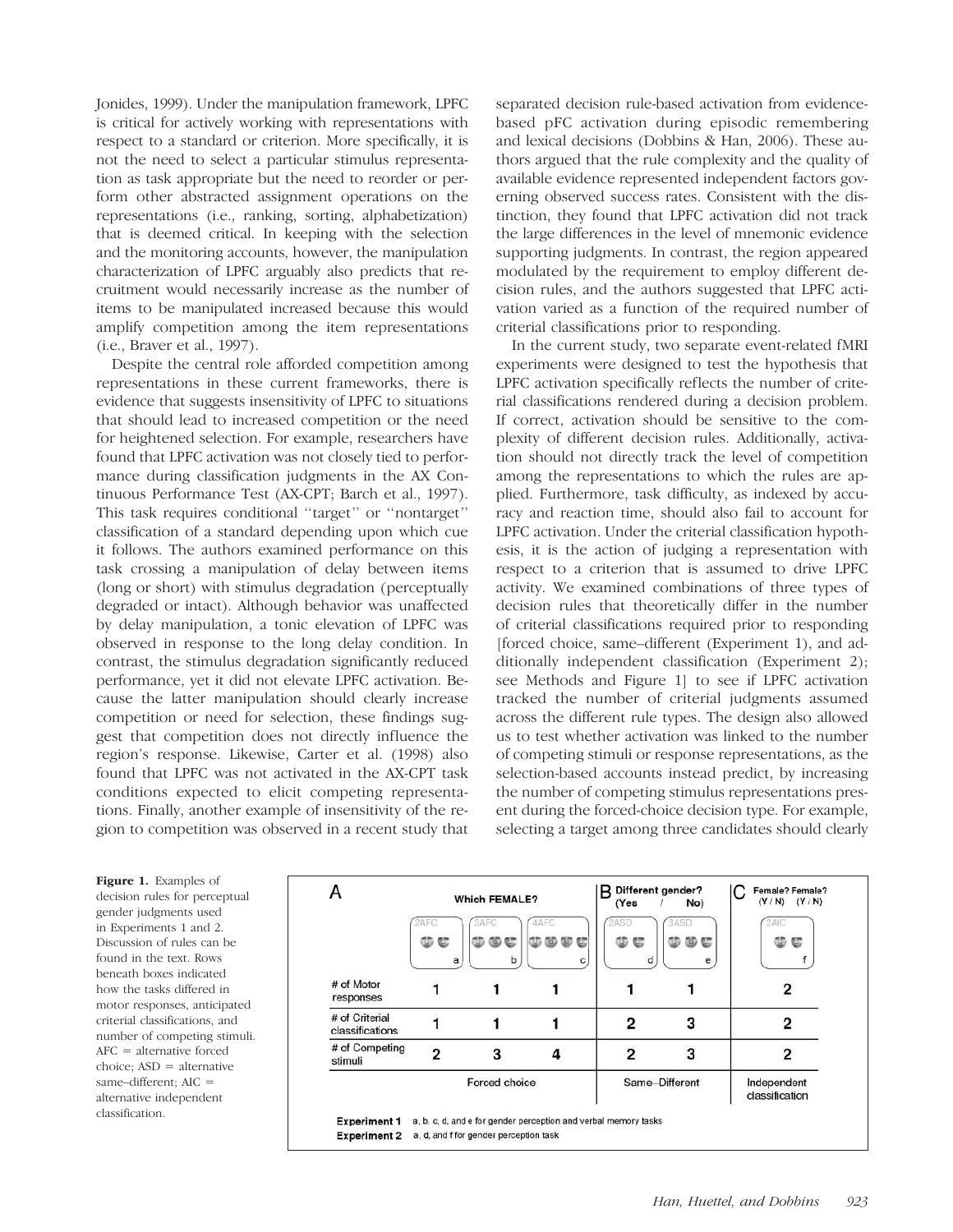Jonides, 1999). Under the manipulation framework, LPFC is critical for actively working with representations with respect to a standard or criterion. More specifically, it is not the need to select a particular stimulus representation as task appropriate but the need to reorder or perform other abstracted assignment operations on the representations (i.e., ranking, sorting, alphabetization) that is deemed critical. In keeping with the selection and the monitoring accounts, however, the manipulation characterization of LPFC arguably also predicts that recruitment would necessarily increase as the number of items to be manipulated increased because this would amplify competition among the item representations (i.e., Braver et al., 1997).

Despite the central role afforded competition among representations in these current frameworks, there is evidence that suggests insensitivity of LPFC to situations that should lead to increased competition or the need for heightened selection. For example, researchers have found that LPFC activation was not closely tied to performance during classification judgments in the AX Continuous Performance Test (AX-CPT; Barch et al., 1997). This task requires conditional ''target'' or ''nontarget'' classification of a standard depending upon which cue it follows. The authors examined performance on this task crossing a manipulation of delay between items (long or short) with stimulus degradation (perceptually degraded or intact). Although behavior was unaffected by delay manipulation, a tonic elevation of LPFC was observed in response to the long delay condition. In contrast, the stimulus degradation significantly reduced performance, yet it did not elevate LPFC activation. Because the latter manipulation should clearly increase competition or need for selection, these findings suggest that competition does not directly influence the region's response. Likewise, Carter et al. (1998) also found that LPFC was not activated in the AX-CPT task conditions expected to elicit competing representations. Finally, another example of insensitivity of the region to competition was observed in a recent study that separated decision rule-based activation from evidence-based pFC activation during episodic remembering and lexical decisions (Dobbins & Han, 2006). These authors argued that the rule complexity and the quality of available evidence represented independent factors governing observed success rates. Consistent with the distinction, they found that LPFC activation did not track the large differences in the level of mnemonic evidence supporting judgments. In contrast, the region appeared modulated by the requirement to employ different decision rules, and the authors suggested that LPFC activation varied as a function of the required number of criterial classifications prior to responding.

In the current study, two separate event-related fMRI experiments were designed to test the hypothesis that LPFC activation specifically reflects the number of criterial classifications rendered during a decision problem. If correct, activation should be sensitive to the complexity of different decision rules. Additionally, activation should not directly track the level of competition among the representations to which the rules are applied. Furthermore, task difficulty, as indexed by accuracy and reaction time, should also fail to account for LPFC activation. Under the criterial classification hypothesis, it is the action of judging a representation with respect to a criterion that is assumed to drive LPFC activity. We examined combinations of three types of decision rules that theoretically differ in the number of criterial classifications required prior to responding [forced choice, same–different (Experiment 1), and additionally independent classification (Experiment 2); see Methods and Figure 1] to see if LPFC activation tracked the number of criterial judgments assumed across the different rule types. The design also allowed us to test whether activation was linked to the number of competing stimuli or response representations, as the selection-based accounts instead predict, by increasing the number of competing stimulus representations present during the forced-choice decision type. For example, selecting a target among three candidates should clearly

A — Which FEMALE? | B — Different gender? (Yes / No) | C — Female? Female? (Y / N) (Y / N)

| | 2AFC (a) | 3AFC (b) | 4AFC (c) | 2ASD (d) | 3ASD (e) | 2AIC (f) |
|---|---|---|---|---|---|---|
| # of Motor responses | 1 | 1 | 1 | 1 | 1 | 2 |
| # of Criterial classifications | 1 | 1 | 1 | 2 | 3 | 2 |
| # of Competing stimuli | 2 | 3 | 4 | 2 | 3 | 2 |
| | Forced choice | | | Same–Different | | Independent classification |

**Experiment 1** a, b, c, d, and e for gender perception and verbal memory tasks
**Experiment 2** a, d, and f for gender perception task

**Figure 1.** Examples of decision rules for perceptual gender judgments used in Experiments 1 and 2. Discussion of rules can be found in the text. Rows beneath boxes indicated how the tasks differed in motor responses, anticipated criterial classifications, and number of competing stimuli. AFC = alternative forced choice; ASD = alternative same–different; AIC = alternative independent classification.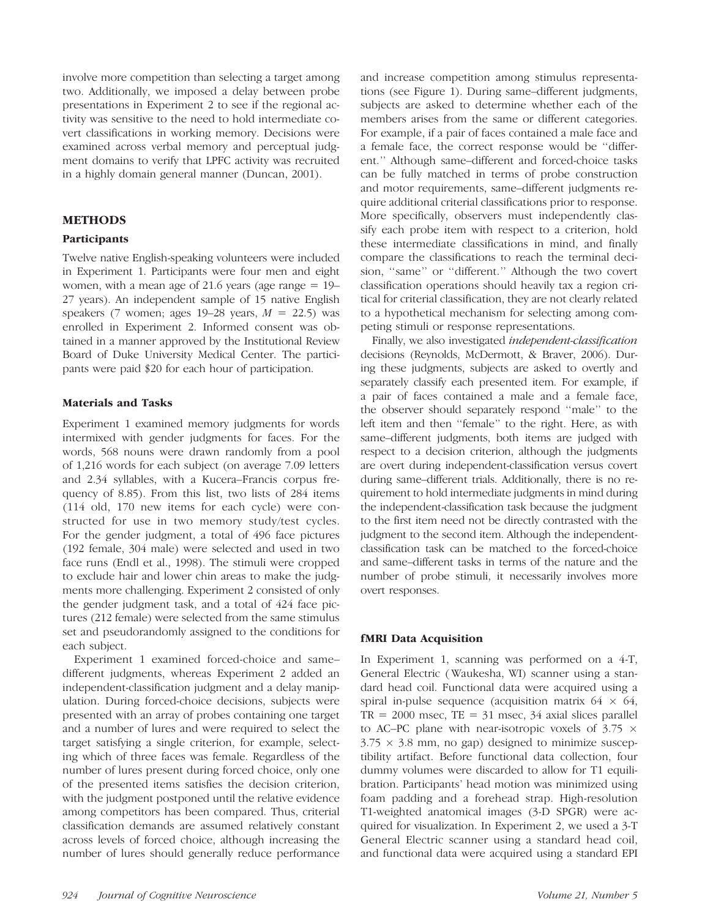involve more competition than selecting a target among two. Additionally, we imposed a delay between probe presentations in Experiment 2 to see if the regional activity was sensitive to the need to hold intermediate covert classifications in working memory. Decisions were examined across verbal memory and perceptual judgment domains to verify that LPFC activity was recruited in a highly domain general manner (Duncan, 2001).

## METHODS

### Participants

Twelve native English-speaking volunteers were included in Experiment 1. Participants were four men and eight women, with a mean age of 21.6 years (age range = 19–27 years). An independent sample of 15 native English speakers (7 women; ages 19–28 years, $M = 22.5$) was enrolled in Experiment 2. Informed consent was obtained in a manner approved by the Institutional Review Board of Duke University Medical Center. The participants were paid $20 for each hour of participation.

### Materials and Tasks

Experiment 1 examined memory judgments for words intermixed with gender judgments for faces. For the words, 568 nouns were drawn randomly from a pool of 1,216 words for each subject (on average 7.09 letters and 2.34 syllables, with a Kucera–Francis corpus frequency of 8.85). From this list, two lists of 284 items (114 old, 170 new items for each cycle) were constructed for use in two memory study/test cycles. For the gender judgment, a total of 496 face pictures (192 female, 304 male) were selected and used in two face runs (Endl et al., 1998). The stimuli were cropped to exclude hair and lower chin areas to make the judgments more challenging. Experiment 2 consisted of only the gender judgment task, and a total of 424 face pictures (212 female) were selected from the same stimulus set and pseudorandomly assigned to the conditions for each subject.

Experiment 1 examined forced-choice and same–different judgments, whereas Experiment 2 added an independent-classification judgment and a delay manipulation. During forced-choice decisions, subjects were presented with an array of probes containing one target and a number of lures and were required to select the target satisfying a single criterion, for example, selecting which of three faces was female. Regardless of the number of lures present during forced choice, only one of the presented items satisfies the decision criterion, with the judgment postponed until the relative evidence among competitors has been compared. Thus, criterial classification demands are assumed relatively constant across levels of forced choice, although increasing the number of lures should generally reduce performance and increase competition among stimulus representations (see Figure 1). During same–different judgments, subjects are asked to determine whether each of the members arises from the same or different categories. For example, if a pair of faces contained a male face and a female face, the correct response would be ''different.'' Although same–different and forced-choice tasks can be fully matched in terms of probe construction and motor requirements, same–different judgments require additional criterial classifications prior to response. More specifically, observers must independently classify each probe item with respect to a criterion, hold these intermediate classifications in mind, and finally compare the classifications to reach the terminal decision, ''same'' or ''different.'' Although the two covert classification operations should heavily tax a region critical for criterial classification, they are not clearly related to a hypothetical mechanism for selecting among competing stimuli or response representations.

Finally, we also investigated *independent-classification* decisions (Reynolds, McDermott, & Braver, 2006). During these judgments, subjects are asked to overtly and separately classify each presented item. For example, if a pair of faces contained a male and a female face, the observer should separately respond ''male'' to the left item and then ''female'' to the right. Here, as with same–different judgments, both items are judged with respect to a decision criterion, although the judgments are overt during independent-classification versus covert during same–different trials. Additionally, there is no requirement to hold intermediate judgments in mind during the independent-classification task because the judgment to the first item need not be directly contrasted with the judgment to the second item. Although the independent-classification task can be matched to the forced-choice and same–different tasks in terms of the nature and the number of probe stimuli, it necessarily involves more overt responses.

### fMRI Data Acquisition

In Experiment 1, scanning was performed on a 4-T, General Electric (Waukesha, WI) scanner using a standard head coil. Functional data were acquired using a spiral in-pulse sequence (acquisition matrix $64 \times 64$, TR = 2000 msec, TE = 31 msec, 34 axial slices parallel to AC–PC plane with near-isotropic voxels of $3.75 \times 3.75 \times 3.8$ mm, no gap) designed to minimize susceptibility artifact. Before functional data collection, four dummy volumes were discarded to allow for T1 equilibration. Participants' head motion was minimized using foam padding and a forehead strap. High-resolution T1-weighted anatomical images (3-D SPGR) were acquired for visualization. In Experiment 2, we used a 3-T General Electric scanner using a standard head coil, and functional data were acquired using a standard EPI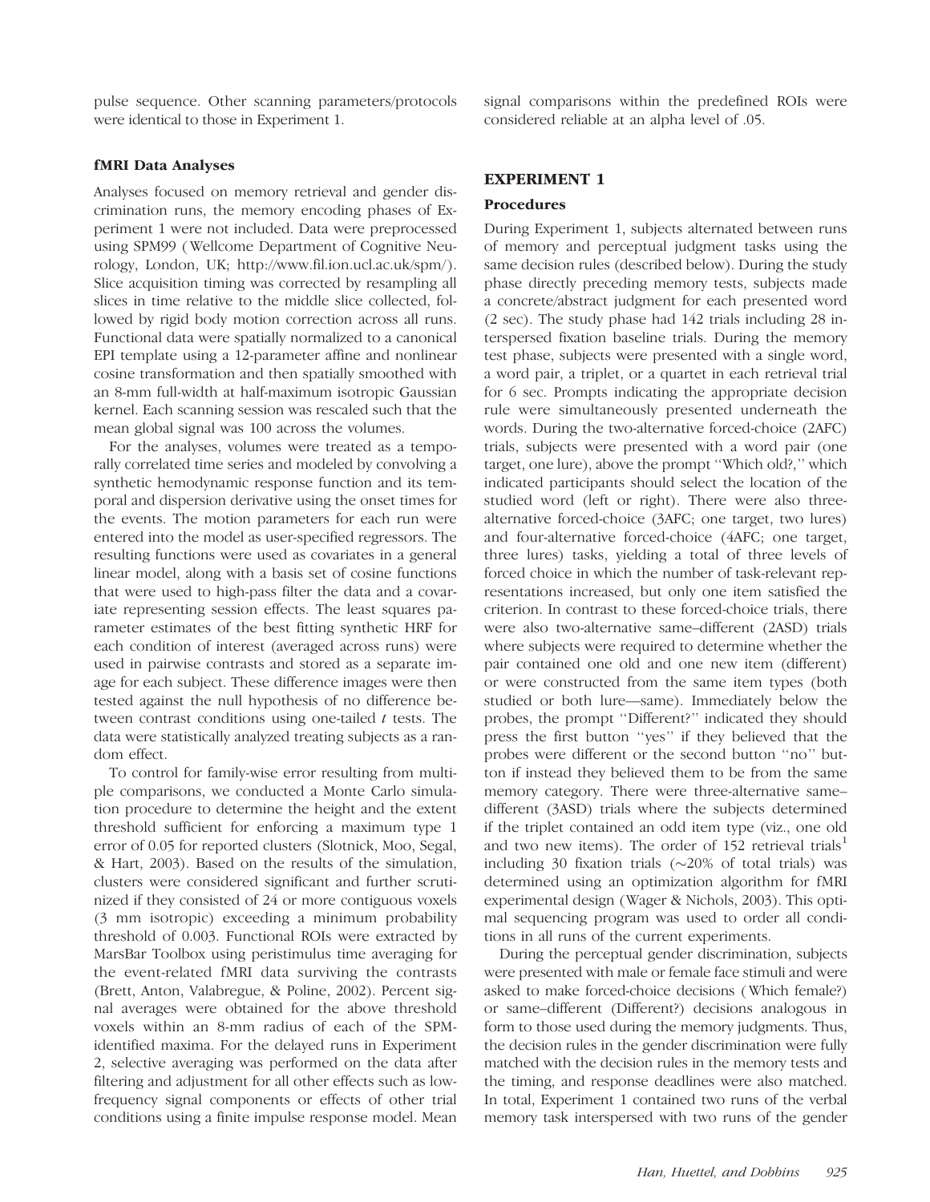pulse sequence. Other scanning parameters/protocols were identical to those in Experiment 1.

### fMRI Data Analyses

Analyses focused on memory retrieval and gender discrimination runs, the memory encoding phases of Experiment 1 were not included. Data were preprocessed using SPM99 (Wellcome Department of Cognitive Neurology, London, UK; http://www.fil.ion.ucl.ac.uk/spm/). Slice acquisition timing was corrected by resampling all slices in time relative to the middle slice collected, followed by rigid body motion correction across all runs. Functional data were spatially normalized to a canonical EPI template using a 12-parameter affine and nonlinear cosine transformation and then spatially smoothed with an 8-mm full-width at half-maximum isotropic Gaussian kernel. Each scanning session was rescaled such that the mean global signal was 100 across the volumes.

For the analyses, volumes were treated as a temporally correlated time series and modeled by convolving a synthetic hemodynamic response function and its temporal and dispersion derivative using the onset times for the events. The motion parameters for each run were entered into the model as user-specified regressors. The resulting functions were used as covariates in a general linear model, along with a basis set of cosine functions that were used to high-pass filter the data and a covariate representing session effects. The least squares parameter estimates of the best fitting synthetic HRF for each condition of interest (averaged across runs) were used in pairwise contrasts and stored as a separate image for each subject. These difference images were then tested against the null hypothesis of no difference between contrast conditions using one-tailed $t$ tests. The data were statistically analyzed treating subjects as a random effect.

To control for family-wise error resulting from multiple comparisons, we conducted a Monte Carlo simulation procedure to determine the height and the extent threshold sufficient for enforcing a maximum type 1 error of 0.05 for reported clusters (Slotnick, Moo, Segal, & Hart, 2003). Based on the results of the simulation, clusters were considered significant and further scrutinized if they consisted of 24 or more contiguous voxels (3 mm isotropic) exceeding a minimum probability threshold of 0.003. Functional ROIs were extracted by MarsBar Toolbox using peristimulus time averaging for the event-related fMRI data surviving the contrasts (Brett, Anton, Valabregue, & Poline, 2002). Percent signal averages were obtained for the above threshold voxels within an 8-mm radius of each of the SPM-identified maxima. For the delayed runs in Experiment 2, selective averaging was performed on the data after filtering and adjustment for all other effects such as low-frequency signal components or effects of other trial conditions using a finite impulse response model. Mean signal comparisons within the predefined ROIs were considered reliable at an alpha level of .05.

## EXPERIMENT 1

### Procedures

During Experiment 1, subjects alternated between runs of memory and perceptual judgment tasks using the same decision rules (described below). During the study phase directly preceding memory tests, subjects made a concrete/abstract judgment for each presented word (2 sec). The study phase had 142 trials including 28 interspersed fixation baseline trials. During the memory test phase, subjects were presented with a single word, a word pair, a triplet, or a quartet in each retrieval trial for 6 sec. Prompts indicating the appropriate decision rule were simultaneously presented underneath the words. During the two-alternative forced-choice (2AFC) trials, subjects were presented with a word pair (one target, one lure), above the prompt ''Which old?,'' which indicated participants should select the location of the studied word (left or right). There were also three-alternative forced-choice (3AFC; one target, two lures) and four-alternative forced-choice (4AFC; one target, three lures) tasks, yielding a total of three levels of forced choice in which the number of task-relevant representations increased, but only one item satisfied the criterion. In contrast to these forced-choice trials, there were also two-alternative same–different (2ASD) trials where subjects were required to determine whether the pair contained one old and one new item (different) or were constructed from the same item types (both studied or both lure—same). Immediately below the probes, the prompt ''Different?'' indicated they should press the first button ''yes'' if they believed that the probes were different or the second button ''no'' button if instead they believed them to be from the same memory category. There were three-alternative same–different (3ASD) trials where the subjects determined if the triplet contained an odd item type (viz., one old and two new items). The order of 152 retrieval trials[1] including 30 fixation trials (~20% of total trials) was determined using an optimization algorithm for fMRI experimental design (Wager & Nichols, 2003). This optimal sequencing program was used to order all conditions in all runs of the current experiments.

During the perceptual gender discrimination, subjects were presented with male or female face stimuli and were asked to make forced-choice decisions (Which female?) or same–different (Different?) decisions analogous in form to those used during the memory judgments. Thus, the decision rules in the gender discrimination were fully matched with the decision rules in the memory tests and the timing, and response deadlines were also matched. In total, Experiment 1 contained two runs of the verbal memory task interspersed with two runs of the gender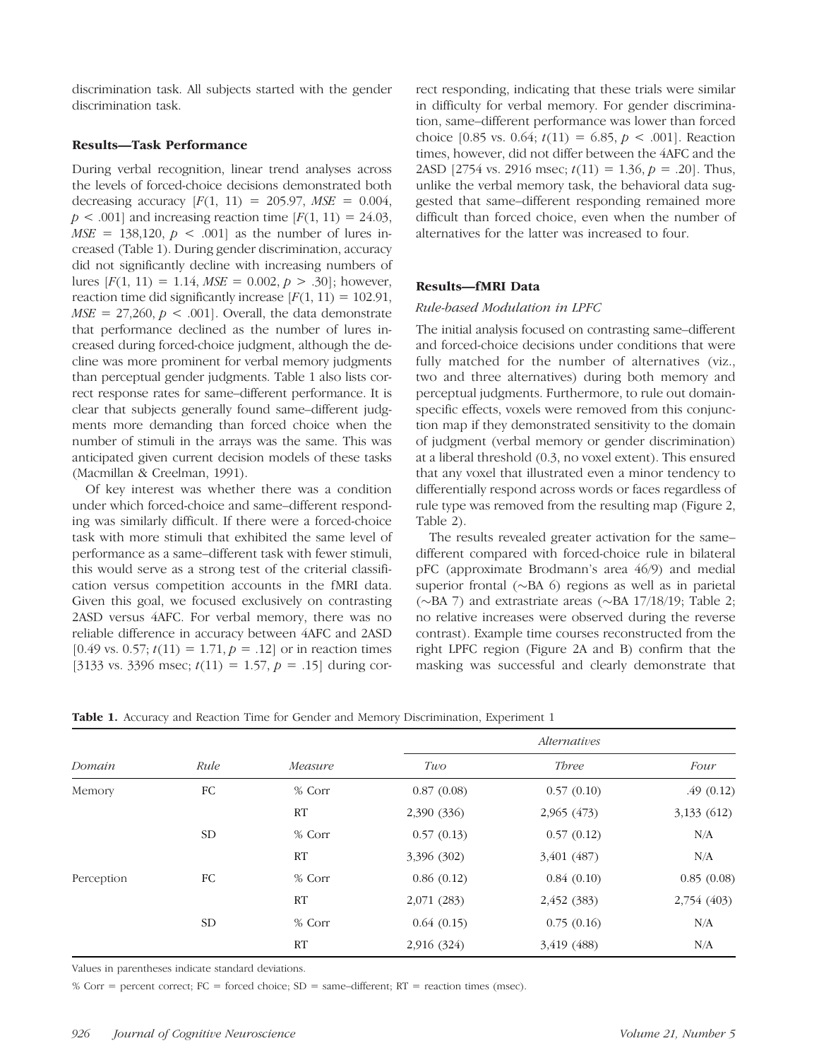discrimination task. All subjects started with the gender discrimination task.

### Results—Task Performance

During verbal recognition, linear trend analyses across the levels of forced-choice decisions demonstrated both decreasing accuracy [$F(1, 11) = 205.97$, $MSE = 0.004$, $p < .001$] and increasing reaction time [$F(1, 11) = 24.03$, $MSE = 138{,}120$, $p < .001$] as the number of lures increased (Table 1). During gender discrimination, accuracy did not significantly decline with increasing numbers of lures [$F(1, 11) = 1.14$, $MSE = 0.002$, $p > .30$]; however, reaction time did significantly increase [$F(1, 11) = 102.91$, $MSE = 27{,}260$, $p < .001$]. Overall, the data demonstrate that performance declined as the number of lures increased during forced-choice judgment, although the decline was more prominent for verbal memory judgments than perceptual gender judgments. Table 1 also lists correct response rates for same–different performance. It is clear that subjects generally found same–different judgments more demanding than forced choice when the number of stimuli in the arrays was the same. This was anticipated given current decision models of these tasks (Macmillan & Creelman, 1991).

Of key interest was whether there was a condition under which forced-choice and same–different responding was similarly difficult. If there were a forced-choice task with more stimuli that exhibited the same level of performance as a same–different task with fewer stimuli, this would serve as a strong test of the criterial classification versus competition accounts in the fMRI data. Given this goal, we focused exclusively on contrasting 2ASD versus 4AFC. For verbal memory, there was no reliable difference in accuracy between 4AFC and 2ASD [0.49 vs. 0.57; $t(11) = 1.71$, $p = .12$] or in reaction times [3133 vs. 3396 msec; $t(11) = 1.57$, $p = .15$] during correct responding, indicating that these trials were similar in difficulty for verbal memory. For gender discrimination, same–different performance was lower than forced choice [0.85 vs. 0.64; $t(11) = 6.85$, $p < .001$]. Reaction times, however, did not differ between the 4AFC and the 2ASD [2754 vs. 2916 msec; $t(11) = 1.36$, $p = .20$]. Thus, unlike the verbal memory task, the behavioral data suggested that same–different responding remained more difficult than forced choice, even when the number of alternatives for the latter was increased to four.

### Results—fMRI Data

#### *Rule-based Modulation in LPFC*

The initial analysis focused on contrasting same–different and forced-choice decisions under conditions that were fully matched for the number of alternatives (viz., two and three alternatives) during both memory and perceptual judgments. Furthermore, to rule out domain-specific effects, voxels were removed from this conjunction map if they demonstrated sensitivity to the domain of judgment (verbal memory or gender discrimination) at a liberal threshold (0.3, no voxel extent). This ensured that any voxel that illustrated even a minor tendency to differentially respond across words or faces regardless of rule type was removed from the resulting map (Figure 2, Table 2).

The results revealed greater activation for the same–different compared with forced-choice rule in bilateral pFC (approximate Brodmann's area 46/9) and medial superior frontal (~BA 6) regions as well as in parietal (~BA 7) and extrastriate areas (~BA 17/18/19; Table 2; no relative increases were observed during the reverse contrast). Example time courses reconstructed from the right LPFC region (Figure 2A and B) confirm that the masking was successful and clearly demonstrate that

**Table 1.** Accuracy and Reaction Time for Gender and Memory Discrimination, Experiment 1

| | | | *Alternatives* | | |
|---|---|---|---|---|---|
| *Domain* | *Rule* | *Measure* | *Two* | *Three* | *Four* |
| Memory | FC | % Corr | 0.87 (0.08) | 0.57 (0.10) | .49 (0.12) |
| | | RT | 2,390 (336) | 2,965 (473) | 3,133 (612) |
| | SD | % Corr | 0.57 (0.13) | 0.57 (0.12) | N/A |
| | | RT | 3,396 (302) | 3,401 (487) | N/A |
| Perception | FC | % Corr | 0.86 (0.12) | 0.84 (0.10) | 0.85 (0.08) |
| | | RT | 2,071 (283) | 2,452 (383) | 2,754 (403) |
| | SD | % Corr | 0.64 (0.15) | 0.75 (0.16) | N/A |
| | | RT | 2,916 (324) | 3,419 (488) | N/A |

Values in parentheses indicate standard deviations.

% Corr = percent correct; FC = forced choice; SD = same–different; RT = reaction times (msec).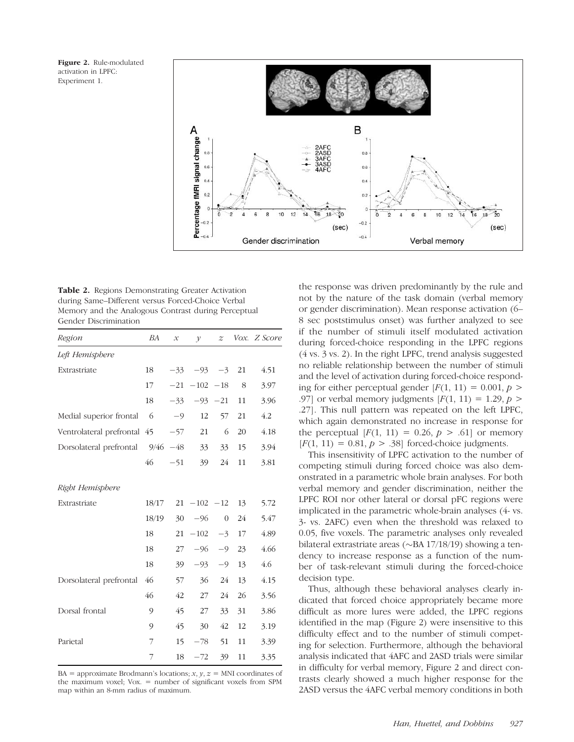**Figure 2.** Rule-modulated activation in LPFC: Experiment 1.

**Table 2.** Regions Demonstrating Greater Activation during Same–Different versus Forced-Choice Verbal Memory and the Analogous Contrast during Perceptual Gender Discrimination

| *Region* | *BA* | *x* | *y* | *z* | *Vox.* | *Z Score* |
|---|---|---|---|---|---|---|
| *Left Hemisphere* | | | | | | |
| Extrastriate | 18 | −33 | −93 | −3 | 21 | 4.51 |
| | 17 | −21 | −102 | −18 | 8 | 3.97 |
| | 18 | −33 | −93 | −21 | 11 | 3.96 |
| Medial superior frontal | 6 | −9 | 12 | 57 | 21 | 4.2 |
| Ventrolateral prefrontal | 45 | −57 | 21 | 6 | 20 | 4.18 |
| Dorsolateral prefrontal | 9/46 | −48 | 33 | 33 | 15 | 3.94 |
| | 46 | −51 | 39 | 24 | 11 | 3.81 |
| *Right Hemisphere* | | | | | | |
| Extrastriate | 18/17 | 21 | −102 | −12 | 13 | 5.72 |
| | 18/19 | 30 | −96 | 0 | 24 | 5.47 |
| | 18 | 21 | −102 | −3 | 17 | 4.89 |
| | 18 | 27 | −96 | −9 | 23 | 4.66 |
| | 18 | 39 | −93 | −9 | 13 | 4.6 |
| Dorsolateral prefrontal | 46 | 57 | 36 | 24 | 13 | 4.15 |
| | 46 | 42 | 27 | 24 | 26 | 3.56 |
| Dorsal frontal | 9 | 45 | 27 | 33 | 31 | 3.86 |
| | 9 | 45 | 30 | 42 | 12 | 3.19 |
| Parietal | 7 | 15 | −78 | 51 | 11 | 3.39 |
| | 7 | 18 | −72 | 39 | 11 | 3.35 |

BA = approximate Brodmann's locations; $x$, $y$, $z$ = MNI coordinates of the maximum voxel; Vox. = number of significant voxels from SPM map within an 8-mm radius of maximum.

the response was driven predominantly by the rule and not by the nature of the task domain (verbal memory or gender discrimination). Mean response activation (6–8 sec poststimulus onset) was further analyzed to see if the number of stimuli itself modulated activation during forced-choice responding in the LPFC regions (4 vs. 3 vs. 2). In the right LPFC, trend analysis suggested no reliable relationship between the number of stimuli and the level of activation during forced-choice responding for either perceptual gender [$F(1, 11) = 0.001$, $p > .97$] or verbal memory judgments [$F(1, 11) = 1.29$, $p > .27$]. This null pattern was repeated on the left LPFC, which again demonstrated no increase in response for the perceptual [$F(1, 11) = 0.26$, $p > .61$] or memory [$F(1, 11) = 0.81$, $p > .38$] forced-choice judgments.

This insensitivity of LPFC activation to the number of competing stimuli during forced choice was also demonstrated in a parametric whole brain analyses. For both verbal memory and gender discrimination, neither the LPFC ROI nor other lateral or dorsal pFC regions were implicated in the parametric whole-brain analyses (4- vs. 3- vs. 2AFC) even when the threshold was relaxed to 0.05, five voxels. The parametric analyses only revealed bilateral extrastriate areas (~BA 17/18/19) showing a tendency to increase response as a function of the number of task-relevant stimuli during the forced-choice decision type.

Thus, although these behavioral analyses clearly indicated that forced choice appropriately became more difficult as more lures were added, the LPFC regions identified in the map (Figure 2) were insensitive to this difficulty effect and to the number of stimuli competing for selection. Furthermore, although the behavioral analysis indicated that 4AFC and 2ASD trials were similar in difficulty for verbal memory, Figure 2 and direct contrasts clearly showed a much higher response for the 2ASD versus the 4AFC verbal memory conditions in both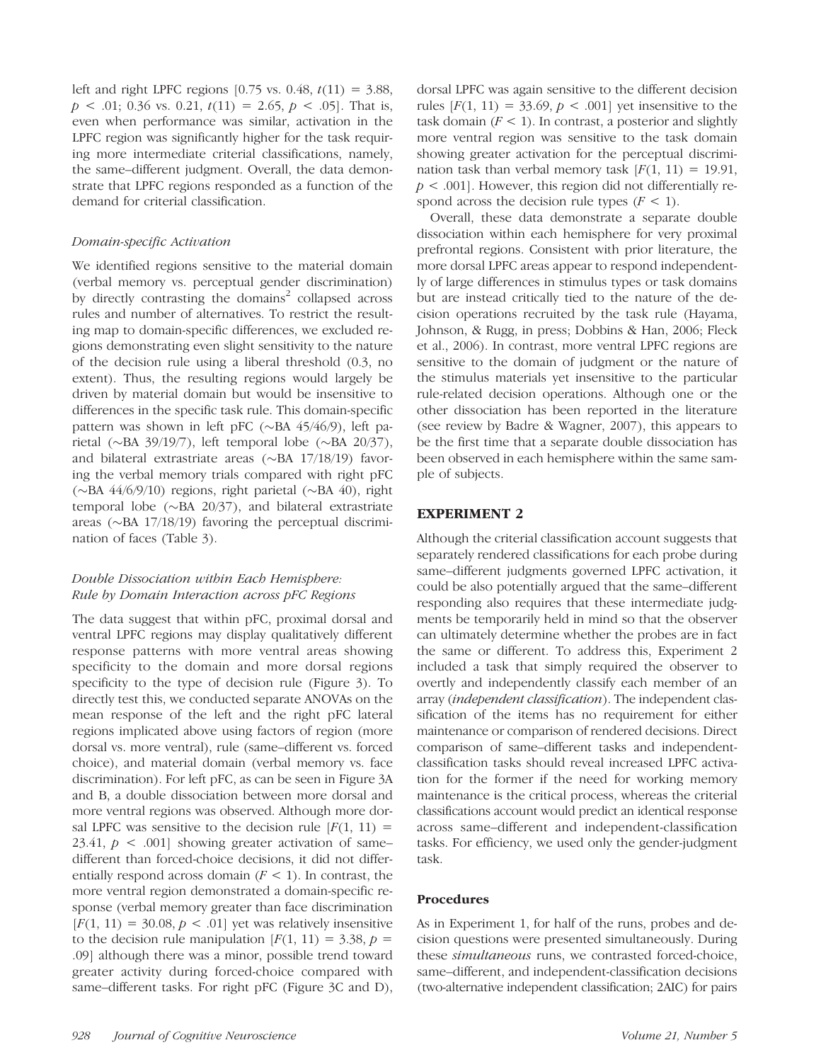left and right LPFC regions [0.75 vs. 0.48, $t(11) = 3.88$, $p < .01$; 0.36 vs. 0.21, $t(11) = 2.65$, $p < .05$]. That is, even when performance was similar, activation in the LPFC region was significantly higher for the task requiring more intermediate criterial classifications, namely, the same–different judgment. Overall, the data demonstrate that LPFC regions responded as a function of the demand for criterial classification.

### *Domain-specific Activation*

We identified regions sensitive to the material domain (verbal memory vs. perceptual gender discrimination) by directly contrasting the domains[2] collapsed across rules and number of alternatives. To restrict the resulting map to domain-specific differences, we excluded regions demonstrating even slight sensitivity to the nature of the decision rule using a liberal threshold (0.3, no extent). Thus, the resulting regions would largely be driven by material domain but would be insensitive to differences in the specific task rule. This domain-specific pattern was shown in left pFC (∼BA 45/46/9), left parietal (∼BA 39/19/7), left temporal lobe (∼BA 20/37), and bilateral extrastriate areas (∼BA 17/18/19) favoring the verbal memory trials compared with right pFC (∼BA 44/6/9/10) regions, right parietal (∼BA 40), right temporal lobe (∼BA 20/37), and bilateral extrastriate areas (∼BA 17/18/19) favoring the perceptual discrimination of faces (Table 3).

### *Double Dissociation within Each Hemisphere: Rule by Domain Interaction across pFC Regions*

The data suggest that within pFC, proximal dorsal and ventral LPFC regions may display qualitatively different response patterns with more ventral areas showing specificity to the domain and more dorsal regions specificity to the type of decision rule (Figure 3). To directly test this, we conducted separate ANOVAs on the mean response of the left and the right pFC lateral regions implicated above using factors of region (more dorsal vs. more ventral), rule (same–different vs. forced choice), and material domain (verbal memory vs. face discrimination). For left pFC, as can be seen in Figure 3A and B, a double dissociation between more dorsal and more ventral regions was observed. Although more dorsal LPFC was sensitive to the decision rule [$F(1, 11) = 23.41$, $p < .001$] showing greater activation of same–different than forced-choice decisions, it did not differentially respond across domain ($F < 1$). In contrast, the more ventral region demonstrated a domain-specific response (verbal memory greater than face discrimination [$F(1, 11) = 30.08$, $p < .01$] yet was relatively insensitive to the decision rule manipulation [$F(1, 11) = 3.38$, $p = .09$] although there was a minor, possible trend toward greater activity during forced-choice compared with same–different tasks. For right pFC (Figure 3C and D), dorsal LPFC was again sensitive to the different decision rules [$F(1, 11) = 33.69$, $p < .001$] yet insensitive to the task domain ($F < 1$). In contrast, a posterior and slightly more ventral region was sensitive to the task domain showing greater activation for the perceptual discrimination task than verbal memory task [$F(1, 11) = 19.91$, $p < .001$]. However, this region did not differentially respond across the decision rule types ($F < 1$).

Overall, these data demonstrate a separate double dissociation within each hemisphere for very proximal prefrontal regions. Consistent with prior literature, the more dorsal LPFC areas appear to respond independently of large differences in stimulus types or task domains but are instead critically tied to the nature of the decision operations recruited by the task rule (Hayama, Johnson, & Rugg, in press; Dobbins & Han, 2006; Fleck et al., 2006). In contrast, more ventral LPFC regions are sensitive to the domain of judgment or the nature of the stimulus materials yet insensitive to the particular rule-related decision operations. Although one or the other dissociation has been reported in the literature (see review by Badre & Wagner, 2007), this appears to be the first time that a separate double dissociation has been observed in each hemisphere within the same sample of subjects.

## EXPERIMENT 2

Although the criterial classification account suggests that separately rendered classifications for each probe during same–different judgments governed LPFC activation, it could be also potentially argued that the same–different responding also requires that these intermediate judgments be temporarily held in mind so that the observer can ultimately determine whether the probes are in fact the same or different. To address this, Experiment 2 included a task that simply required the observer to overtly and independently classify each member of an array (*independent classification*). The independent classification of the items has no requirement for either maintenance or comparison of rendered decisions. Direct comparison of same–different tasks and independent-classification tasks should reveal increased LPFC activation for the former if the need for working memory maintenance is the critical process, whereas the criterial classifications account would predict an identical response across same–different and independent-classification tasks. For efficiency, we used only the gender-judgment task.

### Procedures

As in Experiment 1, for half of the runs, probes and decision questions were presented simultaneously. During these *simultaneous* runs, we contrasted forced-choice, same–different, and independent-classification decisions (two-alternative independent classification; 2AIC) for pairs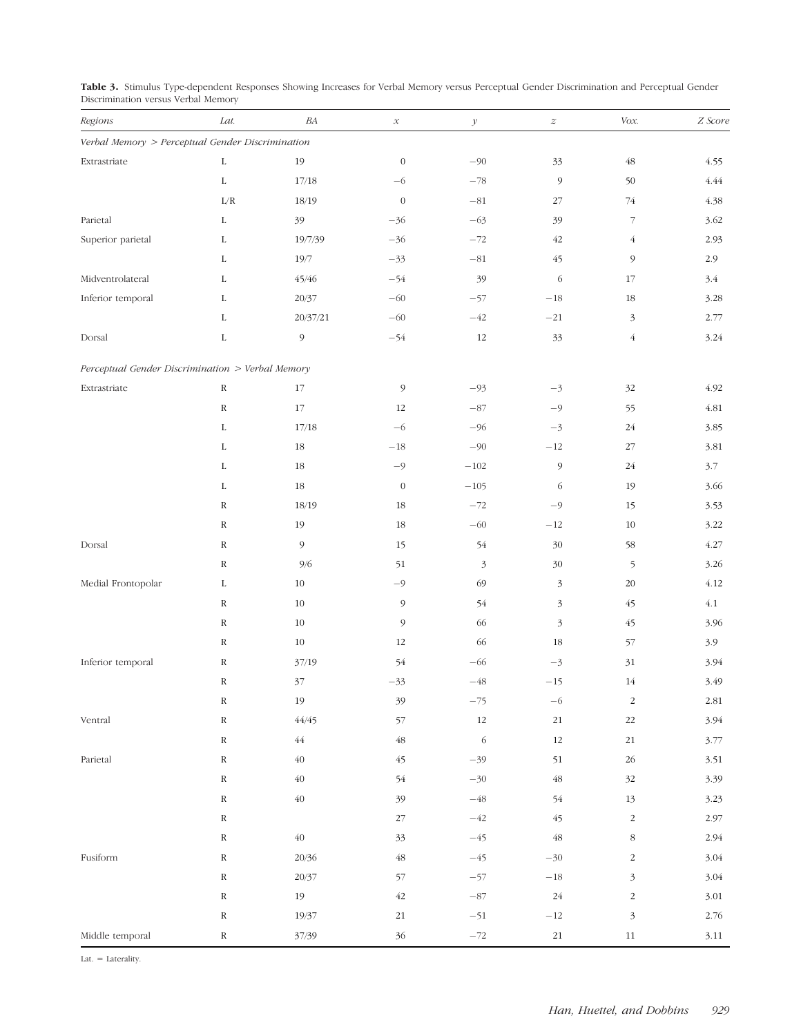**Table 3.** Stimulus Type-dependent Responses Showing Increases for Verbal Memory versus Perceptual Gender Discrimination and Perceptual Gender Discrimination versus Verbal Memory

| *Regions* | *Lat.* | *BA* | *x* | *y* | *z* | *Vox.* | *Z Score* |
|---|---|---|---|---|---|---|---|
| *Verbal Memory > Perceptual Gender Discrimination* | | | | | | | |
| Extrastriate | L | 19 | 0 | −90 | 33 | 48 | 4.55 |
| | L | 17/18 | −6 | −78 | 9 | 50 | 4.44 |
| | L/R | 18/19 | 0 | −81 | 27 | 74 | 4.38 |
| Parietal | L | 39 | −36 | −63 | 39 | 7 | 3.62 |
| Superior parietal | L | 19/7/39 | −36 | −72 | 42 | 4 | 2.93 |
| | L | 19/7 | −33 | −81 | 45 | 9 | 2.9 |
| Midventrolateral | L | 45/46 | −54 | 39 | 6 | 17 | 3.4 |
| Inferior temporal | L | 20/37 | −60 | −57 | −18 | 18 | 3.28 |
| | L | 20/37/21 | −60 | −42 | −21 | 3 | 2.77 |
| Dorsal | L | 9 | −54 | 12 | 33 | 4 | 3.24 |
| *Perceptual Gender Discrimination > Verbal Memory* | | | | | | | |
| Extrastriate | R | 17 | 9 | −93 | −3 | 32 | 4.92 |
| | R | 17 | 12 | −87 | −9 | 55 | 4.81 |
| | L | 17/18 | −6 | −96 | −3 | 24 | 3.85 |
| | L | 18 | −18 | −90 | −12 | 27 | 3.81 |
| | L | 18 | −9 | −102 | 9 | 24 | 3.7 |
| | L | 18 | 0 | −105 | 6 | 19 | 3.66 |
| | R | 18/19 | 18 | −72 | −9 | 15 | 3.53 |
| | R | 19 | 18 | −60 | −12 | 10 | 3.22 |
| Dorsal | R | 9 | 15 | 54 | 30 | 58 | 4.27 |
| | R | 9/6 | 51 | 3 | 30 | 5 | 3.26 |
| Medial Frontopolar | L | 10 | −9 | 69 | 3 | 20 | 4.12 |
| | R | 10 | 9 | 54 | 3 | 45 | 4.1 |
| | R | 10 | 9 | 66 | 3 | 45 | 3.96 |
| | R | 10 | 12 | 66 | 18 | 57 | 3.9 |
| Inferior temporal | R | 37/19 | 54 | −66 | −3 | 31 | 3.94 |
| | R | 37 | −33 | −48 | −15 | 14 | 3.49 |
| | R | 19 | 39 | −75 | −6 | 2 | 2.81 |
| Ventral | R | 44/45 | 57 | 12 | 21 | 22 | 3.94 |
| | R | 44 | 48 | 6 | 12 | 21 | 3.77 |
| Parietal | R | 40 | 45 | −39 | 51 | 26 | 3.51 |
| | R | 40 | 54 | −30 | 48 | 32 | 3.39 |
| | R | 40 | 39 | −48 | 54 | 13 | 3.23 |
| | R | | 27 | −42 | 45 | 2 | 2.97 |
| | R | 40 | 33 | −45 | 48 | 8 | 2.94 |
| Fusiform | R | 20/36 | 48 | −45 | −30 | 2 | 3.04 |
| | R | 20/37 | 57 | −57 | −18 | 3 | 3.04 |
| | R | 19 | 42 | −87 | 24 | 2 | 3.01 |
| | R | 19/37 | 21 | −51 | −12 | 3 | 2.76 |
| Middle temporal | R | 37/39 | 36 | −72 | 21 | 11 | 3.11 |

Lat. = Laterality.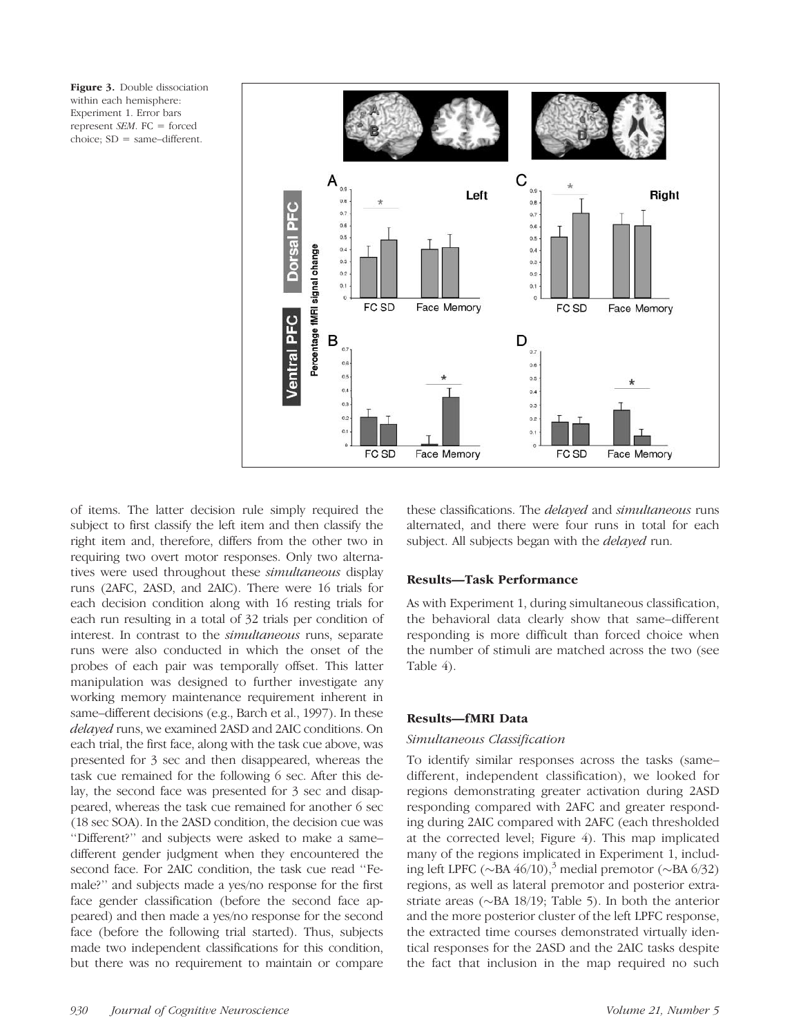**Figure 3.** Double dissociation within each hemisphere: Experiment 1. Error bars represent *SEM*. FC = forced choice; SD = same–different.

of items. The latter decision rule simply required the subject to first classify the left item and then classify the right item and, therefore, differs from the other two in requiring two overt motor responses. Only two alternatives were used throughout these *simultaneous* display runs (2AFC, 2ASD, and 2AIC). There were 16 trials for each decision condition along with 16 resting trials for each run resulting in a total of 32 trials per condition of interest. In contrast to the *simultaneous* runs, separate runs were also conducted in which the onset of the probes of each pair was temporally offset. This latter manipulation was designed to further investigate any working memory maintenance requirement inherent in same–different decisions (e.g., Barch et al., 1997). In these *delayed* runs, we examined 2ASD and 2AIC conditions. On each trial, the first face, along with the task cue above, was presented for 3 sec and then disappeared, whereas the task cue remained for the following 6 sec. After this delay, the second face was presented for 3 sec and disappeared, whereas the task cue remained for another 6 sec (18 sec SOA). In the 2ASD condition, the decision cue was ''Different?'' and subjects were asked to make a same–different gender judgment when they encountered the second face. For 2AIC condition, the task cue read ''Female?'' and subjects made a yes/no response for the first face gender classification (before the second face appeared) and then made a yes/no response for the second face (before the following trial started). Thus, subjects made two independent classifications for this condition, but there was no requirement to maintain or compare these classifications. The *delayed* and *simultaneous* runs alternated, and there were four runs in total for each subject. All subjects began with the *delayed* run.

### Results—Task Performance

As with Experiment 1, during simultaneous classification, the behavioral data clearly show that same–different responding is more difficult than forced choice when the number of stimuli are matched across the two (see Table 4).

### Results—fMRI Data

#### *Simultaneous Classification*

To identify similar responses across the tasks (same–different, independent classification), we looked for regions demonstrating greater activation during 2ASD responding compared with 2AFC and greater responding during 2AIC compared with 2AFC (each thresholded at the corrected level; Figure 4). This map implicated many of the regions implicated in Experiment 1, including left LPFC (∼BA 46/10),[3] medial premotor (∼BA 6/32) regions, as well as lateral premotor and posterior extrastriate areas (∼BA 18/19; Table 5). In both the anterior and the more posterior cluster of the left LPFC response, the extracted time courses demonstrated virtually identical responses for the 2ASD and the 2AIC tasks despite the fact that inclusion in the map required no such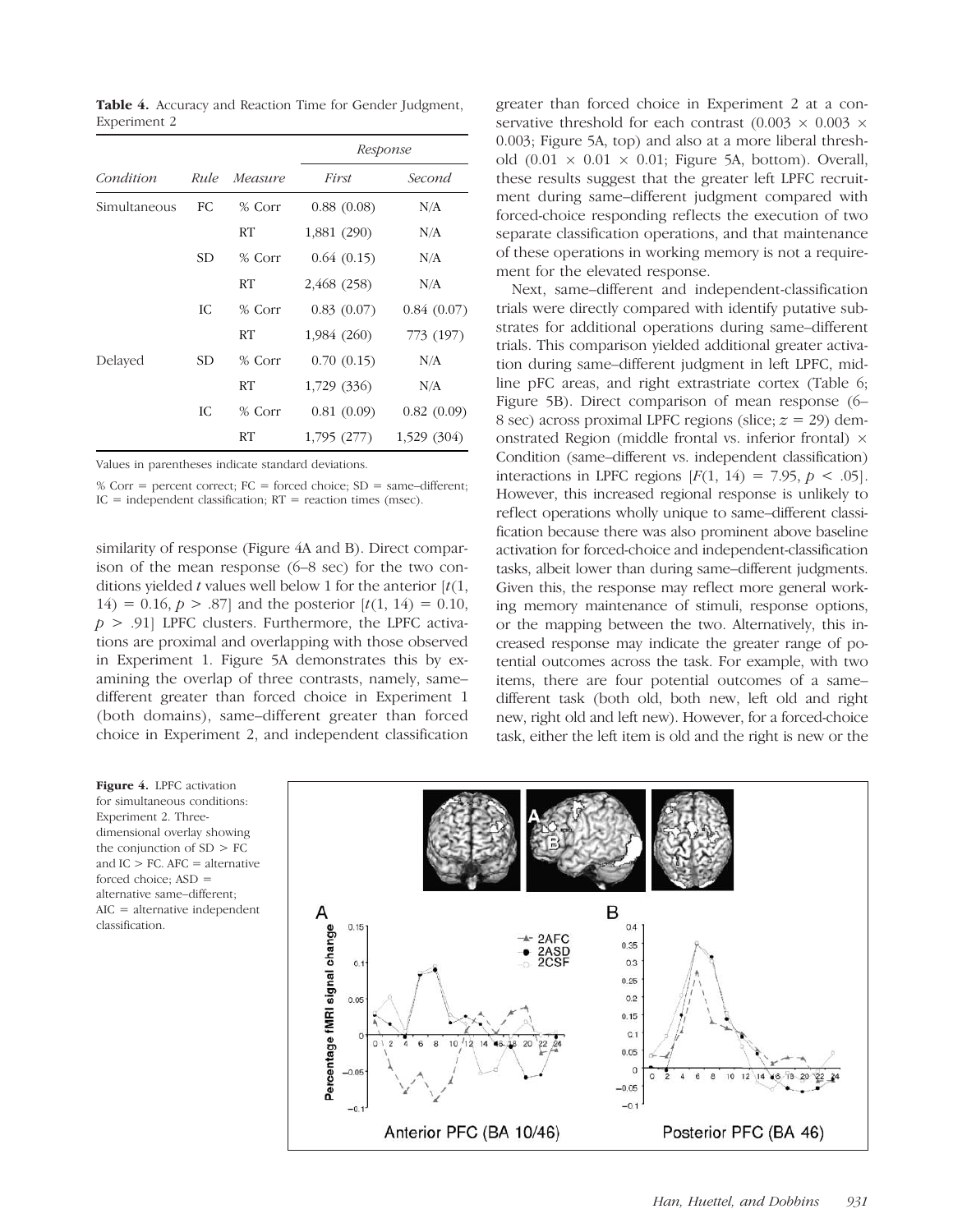**Table 4.** Accuracy and Reaction Time for Gender Judgment, Experiment 2

| Condition | Rule | Measure | Response | |
|---|---|---|---|---|
| | | | First | Second |
| Simultaneous | FC | % Corr | 0.88 (0.08) | N/A |
| | | RT | 1,881 (290) | N/A |
| | SD | % Corr | 0.64 (0.15) | N/A |
| | | RT | 2,468 (258) | N/A |
| | IC | % Corr | 0.83 (0.07) | 0.84 (0.07) |
| | | RT | 1,984 (260) | 773 (197) |
| Delayed | SD | % Corr | 0.70 (0.15) | N/A |
| | | RT | 1,729 (336) | N/A |
| | IC | % Corr | 0.81 (0.09) | 0.82 (0.09) |
| | | RT | 1,795 (277) | 1,529 (304) |

Values in parentheses indicate standard deviations.

% Corr = percent correct; FC = forced choice; SD = same–different; IC = independent classification; RT = reaction times (msec).

similarity of response (Figure 4A and B). Direct comparison of the mean response (6–8 sec) for the two conditions yielded $t$ values well below 1 for the anterior [$t(1, 14) = 0.16, p > .87$] and the posterior [$t(1, 14) = 0.10, p > .91$] LPFC clusters. Furthermore, the LPFC activations are proximal and overlapping with those observed in Experiment 1. Figure 5A demonstrates this by examining the overlap of three contrasts, namely, same–different greater than forced choice in Experiment 1 (both domains), same–different greater than forced choice in Experiment 2, and independent classification greater than forced choice in Experiment 2 at a conservative threshold for each contrast ($0.003 \times 0.003 \times 0.003$; Figure 5A, top) and also at a more liberal threshold ($0.01 \times 0.01 \times 0.01$; Figure 5A, bottom). Overall, these results suggest that the greater left LPFC recruitment during same–different judgment compared with forced-choice responding reflects the execution of two separate classification operations, and that maintenance of these operations in working memory is not a requirement for the elevated response.

Next, same–different and independent-classification trials were directly compared with identify putative substrates for additional operations during same–different trials. This comparison yielded additional greater activation during same–different judgment in left LPFC, midline pFC areas, and right extrastriate cortex (Table 6; Figure 5B). Direct comparison of mean response (6–8 sec) across proximal LPFC regions (slice; $z = 29$) demonstrated Region (middle frontal vs. inferior frontal) × Condition (same–different vs. independent classification) interactions in LPFC regions [$F(1, 14) = 7.95, p < .05$]. However, this increased regional response is unlikely to reflect operations wholly unique to same–different classification because there was also prominent above baseline activation for forced-choice and independent-classification tasks, albeit lower than during same–different judgments. Given this, the response may reflect more general working memory maintenance of stimuli, response options, or the mapping between the two. Alternatively, this increased response may indicate the greater range of potential outcomes across the task. For example, with two items, there are four potential outcomes of a same–different task (both old, both new, left old and right new, right old and left new). However, for a forced-choice task, either the left item is old and the right is new or the

**Figure 4.** LPFC activation for simultaneous conditions: Experiment 2. Three-dimensional overlay showing the conjunction of SD > FC and IC > FC. AFC = alternative forced choice; ASD = alternative same–different; AIC = alternative independent classification.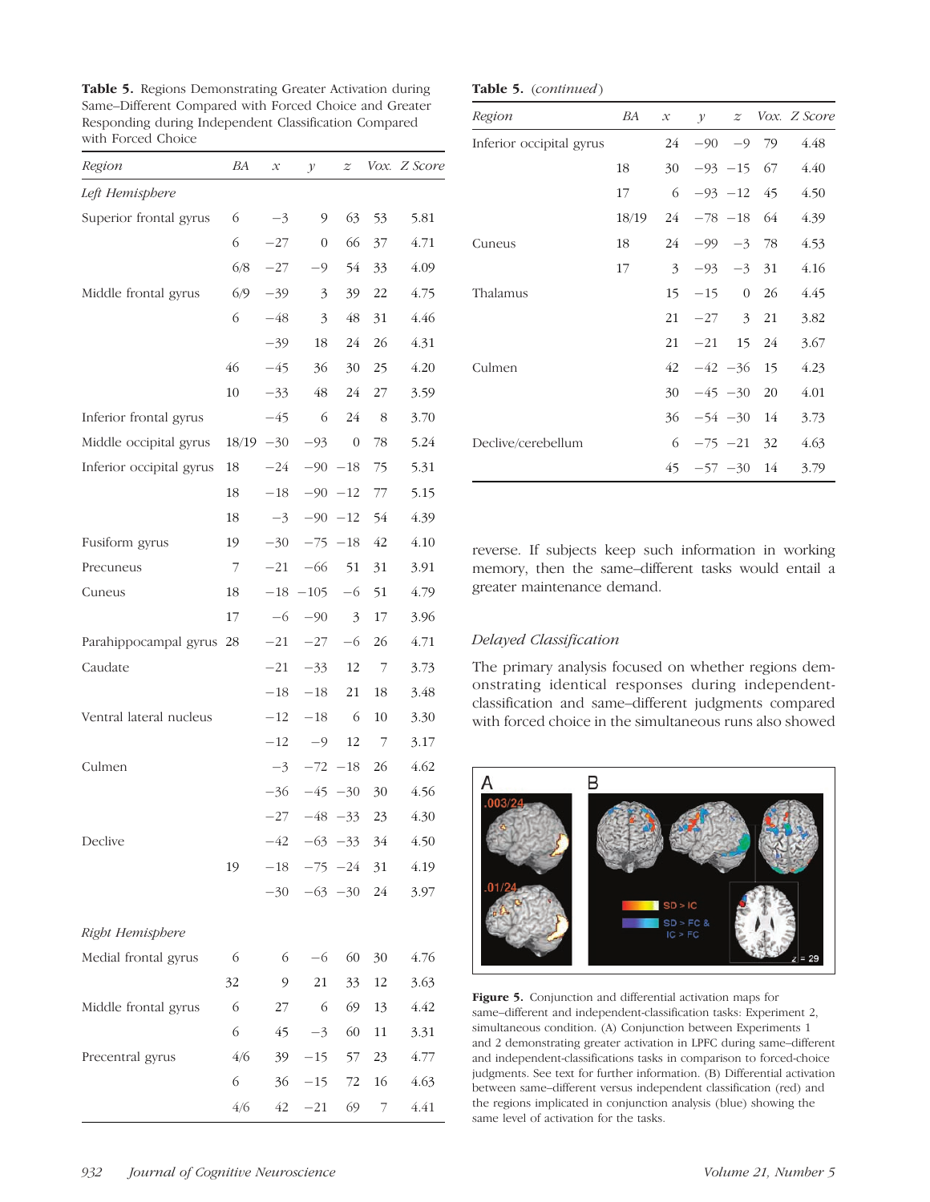**Table 5.** Regions Demonstrating Greater Activation during Same–Different Compared with Forced Choice and Greater Responding during Independent Classification Compared with Forced Choice

| Region | BA | x | y | z | Vox. | Z Score |
|---|---|---|---|---|---|---|
| *Left Hemisphere* | | | | | | |
| Superior frontal gyrus | 6 | −3 | 9 | 63 | 53 | 5.81 |
| | 6 | −27 | 0 | 66 | 37 | 4.71 |
| | 6/8 | −27 | −9 | 54 | 33 | 4.09 |
| Middle frontal gyrus | 6/9 | −39 | 3 | 39 | 22 | 4.75 |
| | 6 | −48 | 3 | 48 | 31 | 4.46 |
| | | −39 | 18 | 24 | 26 | 4.31 |
| | 46 | −45 | 36 | 30 | 25 | 4.20 |
| | 10 | −33 | 48 | 24 | 27 | 3.59 |
| Inferior frontal gyrus | | −45 | 6 | 24 | 8 | 3.70 |
| Middle occipital gyrus | 18/19 | −30 | −93 | 0 | 78 | 5.24 |
| Inferior occipital gyrus | 18 | −24 | −90 | −18 | 75 | 5.31 |
| | 18 | −18 | −90 | −12 | 77 | 5.15 |
| | 18 | −3 | −90 | −12 | 54 | 4.39 |
| Fusiform gyrus | 19 | −30 | −75 | −18 | 42 | 4.10 |
| Precuneus | 7 | −21 | −66 | 51 | 31 | 3.91 |
| Cuneus | 18 | −18 | −105 | −6 | 51 | 4.79 |
| | 17 | −6 | −90 | 3 | 17 | 3.96 |
| Parahippocampal gyrus | 28 | −21 | −27 | −6 | 26 | 4.71 |
| Caudate | | −21 | −33 | 12 | 7 | 3.73 |
| | | −18 | −18 | 21 | 18 | 3.48 |
| Ventral lateral nucleus | | −12 | −18 | 6 | 10 | 3.30 |
| | | −12 | −9 | 12 | 7 | 3.17 |
| Culmen | | −3 | −72 | −18 | 26 | 4.62 |
| | | −36 | −45 | −30 | 30 | 4.56 |
| | | −27 | −48 | −33 | 23 | 4.30 |
| Declive | | −42 | −63 | −33 | 34 | 4.50 |
| | 19 | −18 | −75 | −24 | 31 | 4.19 |
| | | −30 | −63 | −30 | 24 | 3.97 |
| *Right Hemisphere* | | | | | | |
| Medial frontal gyrus | 6 | 6 | −6 | 60 | 30 | 4.76 |
| | 32 | 9 | 21 | 33 | 12 | 3.63 |
| Middle frontal gyrus | 6 | 27 | 6 | 69 | 13 | 4.42 |
| | 6 | 45 | −3 | 60 | 11 | 3.31 |
| Precentral gyrus | 4/6 | 39 | −15 | 57 | 23 | 4.77 |
| | 6 | 36 | −15 | 72 | 16 | 4.63 |
| | 4/6 | 42 | −21 | 69 | 7 | 4.41 |
| Inferior occipital gyrus | | 24 | −90 | −9 | 79 | 4.48 |
| | 18 | 30 | −93 | −15 | 67 | 4.40 |
| | 17 | 6 | −93 | −12 | 45 | 4.50 |
| | 18/19 | 24 | −78 | −18 | 64 | 4.39 |
| Cuneus | 18 | 24 | −99 | −3 | 78 | 4.53 |
| | 17 | 3 | −93 | −3 | 31 | 4.16 |
| Thalamus | | 15 | −15 | 0 | 26 | 4.45 |
| | | 21 | −27 | 3 | 21 | 3.82 |
| | | 21 | −21 | 15 | 24 | 3.67 |
| Culmen | | 42 | −42 | −36 | 15 | 4.23 |
| | | 30 | −45 | −30 | 20 | 4.01 |
| | | 36 | −54 | −30 | 14 | 3.73 |
| Declive/cerebellum | | 6 | −75 | −21 | 32 | 4.63 |
| | | 45 | −57 | −30 | 14 | 3.79 |

reverse. If subjects keep such information in working memory, then the same–different tasks would entail a greater maintenance demand.

### *Delayed Classification*

The primary analysis focused on whether regions demonstrating identical responses during independent-classification and same–different judgments compared with forced choice in the simultaneous runs also showed

**Figure 5.** Conjunction and differential activation maps for same–different and independent-classification tasks: Experiment 2, simultaneous condition. (A) Conjunction between Experiments 1 and 2 demonstrating greater activation in LPFC during same–different and independent-classifications tasks in comparison to forced-choice judgments. See text for further information. (B) Differential activation between same–different versus independent classification (red) and the regions implicated in conjunction analysis (blue) showing the same level of activation for the tasks.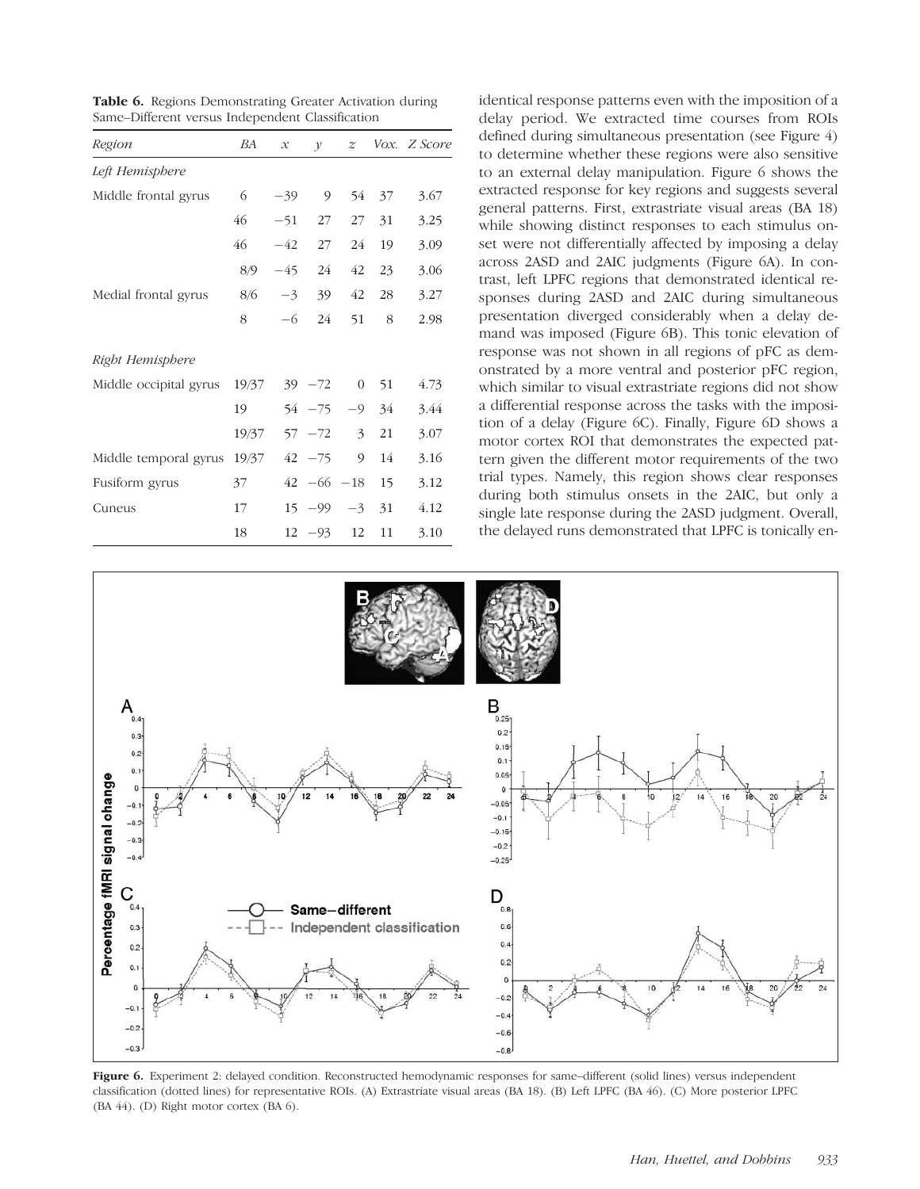**Table 6.** Regions Demonstrating Greater Activation during Same–Different versus Independent Classification

| Region | BA | x | y | z | Vox. | Z Score |
|---|---|---|---|---|---|---|
| *Left Hemisphere* | | | | | | |
| Middle frontal gyrus | 6 | −39 | 9 | 54 | 37 | 3.67 |
| | 46 | −51 | 27 | 27 | 31 | 3.25 |
| | 46 | −42 | 27 | 24 | 19 | 3.09 |
| | 8/9 | −45 | 24 | 42 | 23 | 3.06 |
| Medial frontal gyrus | 8/6 | −3 | 39 | 42 | 28 | 3.27 |
| | 8 | −6 | 24 | 51 | 8 | 2.98 |
| *Right Hemisphere* | | | | | | |
| Middle occipital gyrus | 19/37 | 39 | −72 | 0 | 51 | 4.73 |
| | 19 | 54 | −75 | −9 | 34 | 3.44 |
| | 19/37 | 57 | −72 | 3 | 21 | 3.07 |
| Middle temporal gyrus | 19/37 | 42 | −75 | 9 | 14 | 3.16 |
| Fusiform gyrus | 37 | 42 | −66 | −18 | 15 | 3.12 |
| Cuneus | 17 | 15 | −99 | −3 | 31 | 4.12 |
| | 18 | 12 | −93 | 12 | 11 | 3.10 |

identical response patterns even with the imposition of a delay period. We extracted time courses from ROIs defined during simultaneous presentation (see Figure 4) to determine whether these regions were also sensitive to an external delay manipulation. Figure 6 shows the extracted response for key regions and suggests several general patterns. First, extrastriate visual areas (BA 18) while showing distinct responses to each stimulus onset were not differentially affected by imposing a delay across 2ASD and 2AIC judgments (Figure 6A). In contrast, left LPFC regions that demonstrated identical responses during 2ASD and 2AIC during simultaneous presentation diverged considerably when a delay demand was imposed (Figure 6B). This tonic elevation of response was not shown in all regions of pFC as demonstrated by a more ventral and posterior pFC region, which similar to visual extrastriate regions did not show a differential response across the tasks with the imposition of a delay (Figure 6C). Finally, Figure 6D shows a motor cortex ROI that demonstrates the expected pattern given the different motor requirements of the two trial types. Namely, this region shows clear responses during both stimulus onsets in the 2AIC, but only a single late response during the 2ASD judgment. Overall, the delayed runs demonstrated that LPFC is tonically en-

**Figure 6.** Experiment 2: delayed condition. Reconstructed hemodynamic responses for same–different (solid lines) versus independent classification (dotted lines) for representative ROIs. (A) Extrastriate visual areas (BA 18). (B) Left LPFC (BA 46). (C) More posterior LPFC (BA 44). (D) Right motor cortex (BA 6).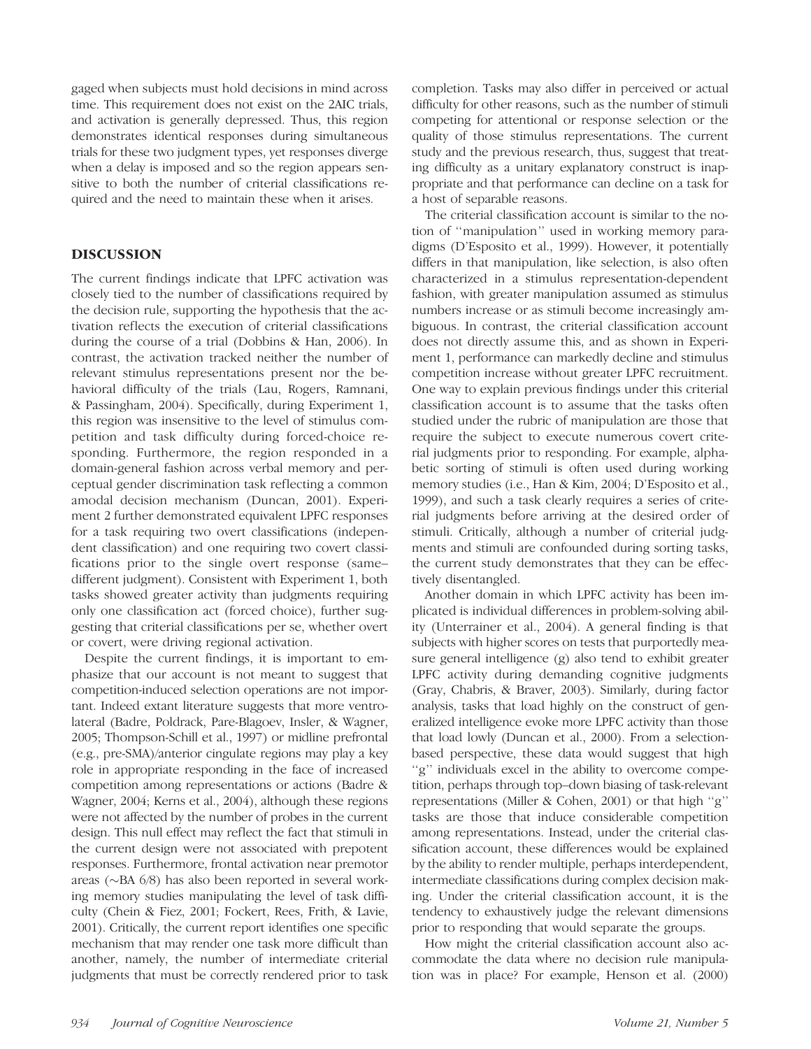gaged when subjects must hold decisions in mind across time. This requirement does not exist on the 2AIC trials, and activation is generally depressed. Thus, this region demonstrates identical responses during simultaneous trials for these two judgment types, yet responses diverge when a delay is imposed and so the region appears sensitive to both the number of criterial classifications required and the need to maintain these when it arises.

## DISCUSSION

The current findings indicate that LPFC activation was closely tied to the number of classifications required by the decision rule, supporting the hypothesis that the activation reflects the execution of criterial classifications during the course of a trial (Dobbins & Han, 2006). In contrast, the activation tracked neither the number of relevant stimulus representations present nor the behavioral difficulty of the trials (Lau, Rogers, Ramnani, & Passingham, 2004). Specifically, during Experiment 1, this region was insensitive to the level of stimulus competition and task difficulty during forced-choice responding. Furthermore, the region responded in a domain-general fashion across verbal memory and perceptual gender discrimination task reflecting a common amodal decision mechanism (Duncan, 2001). Experiment 2 further demonstrated equivalent LPFC responses for a task requiring two overt classifications (independent classification) and one requiring two covert classifications prior to the single overt response (same–different judgment). Consistent with Experiment 1, both tasks showed greater activity than judgments requiring only one classification act (forced choice), further suggesting that criterial classifications per se, whether overt or covert, were driving regional activation.

Despite the current findings, it is important to emphasize that our account is not meant to suggest that competition-induced selection operations are not important. Indeed extant literature suggests that more ventrolateral (Badre, Poldrack, Pare-Blagoev, Insler, & Wagner, 2005; Thompson-Schill et al., 1997) or midline prefrontal (e.g., pre-SMA)/anterior cingulate regions may play a key role in appropriate responding in the face of increased competition among representations or actions (Badre & Wagner, 2004; Kerns et al., 2004), although these regions were not affected by the number of probes in the current design. This null effect may reflect the fact that stimuli in the current design were not associated with prepotent responses. Furthermore, frontal activation near premotor areas (~BA 6/8) has also been reported in several working memory studies manipulating the level of task difficulty (Chein & Fiez, 2001; Fockert, Rees, Frith, & Lavie, 2001). Critically, the current report identifies one specific mechanism that may render one task more difficult than another, namely, the number of intermediate criterial judgments that must be correctly rendered prior to task completion. Tasks may also differ in perceived or actual difficulty for other reasons, such as the number of stimuli competing for attentional or response selection or the quality of those stimulus representations. The current study and the previous research, thus, suggest that treating difficulty as a unitary explanatory construct is inappropriate and that performance can decline on a task for a host of separable reasons.

The criterial classification account is similar to the notion of ''manipulation'' used in working memory paradigms (D'Esposito et al., 1999). However, it potentially differs in that manipulation, like selection, is also often characterized in a stimulus representation-dependent fashion, with greater manipulation assumed as stimulus numbers increase or as stimuli become increasingly ambiguous. In contrast, the criterial classification account does not directly assume this, and as shown in Experiment 1, performance can markedly decline and stimulus competition increase without greater LPFC recruitment. One way to explain previous findings under this criterial classification account is to assume that the tasks often studied under the rubric of manipulation are those that require the subject to execute numerous covert criterial judgments prior to responding. For example, alphabetic sorting of stimuli is often used during working memory studies (i.e., Han & Kim, 2004; D'Esposito et al., 1999), and such a task clearly requires a series of criterial judgments before arriving at the desired order of stimuli. Critically, although a number of criterial judgments and stimuli are confounded during sorting tasks, the current study demonstrates that they can be effectively disentangled.

Another domain in which LPFC activity has been implicated is individual differences in problem-solving ability (Unterrainer et al., 2004). A general finding is that subjects with higher scores on tests that purportedly measure general intelligence (g) also tend to exhibit greater LPFC activity during demanding cognitive judgments (Gray, Chabris, & Braver, 2003). Similarly, during factor analysis, tasks that load highly on the construct of generalized intelligence evoke more LPFC activity than those that load lowly (Duncan et al., 2000). From a selection-based perspective, these data would suggest that high ''g'' individuals excel in the ability to overcome competition, perhaps through top–down biasing of task-relevant representations (Miller & Cohen, 2001) or that high ''g'' tasks are those that induce considerable competition among representations. Instead, under the criterial classification account, these differences would be explained by the ability to render multiple, perhaps interdependent, intermediate classifications during complex decision making. Under the criterial classification account, it is the tendency to exhaustively judge the relevant dimensions prior to responding that would separate the groups.

How might the criterial classification account also accommodate the data where no decision rule manipulation was in place? For example, Henson et al. (2000)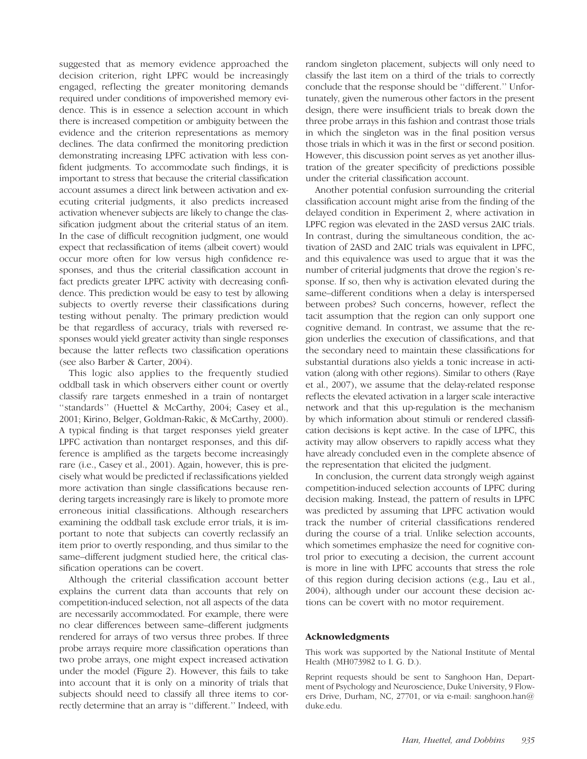suggested that as memory evidence approached the decision criterion, right LPFC would be increasingly engaged, reflecting the greater monitoring demands required under conditions of impoverished memory evidence. This is in essence a selection account in which there is increased competition or ambiguity between the evidence and the criterion representations as memory declines. The data confirmed the monitoring prediction demonstrating increasing LPFC activation with less confident judgments. To accommodate such findings, it is important to stress that because the criterial classification account assumes a direct link between activation and executing criterial judgments, it also predicts increased activation whenever subjects are likely to change the classification judgment about the criterial status of an item. In the case of difficult recognition judgment, one would expect that reclassification of items (albeit covert) would occur more often for low versus high confidence responses, and thus the criterial classification account in fact predicts greater LPFC activity with decreasing confidence. This prediction would be easy to test by allowing subjects to overtly reverse their classifications during testing without penalty. The primary prediction would be that regardless of accuracy, trials with reversed responses would yield greater activity than single responses because the latter reflects two classification operations (see also Barber & Carter, 2004).

This logic also applies to the frequently studied oddball task in which observers either count or overtly classify rare targets enmeshed in a train of nontarget ''standards'' (Huettel & McCarthy, 2004; Casey et al., 2001; Kirino, Belger, Goldman-Rakic, & McCarthy, 2000). A typical finding is that target responses yield greater LPFC activation than nontarget responses, and this difference is amplified as the targets become increasingly rare (i.e., Casey et al., 2001). Again, however, this is precisely what would be predicted if reclassifications yielded more activation than single classifications because rendering targets increasingly rare is likely to promote more erroneous initial classifications. Although researchers examining the oddball task exclude error trials, it is important to note that subjects can covertly reclassify an item prior to overtly responding, and thus similar to the same–different judgment studied here, the critical classification operations can be covert.

Although the criterial classification account better explains the current data than accounts that rely on competition-induced selection, not all aspects of the data are necessarily accommodated. For example, there were no clear differences between same–different judgments rendered for arrays of two versus three probes. If three probe arrays require more classification operations than two probe arrays, one might expect increased activation under the model (Figure 2). However, this fails to take into account that it is only on a minority of trials that subjects should need to classify all three items to correctly determine that an array is ''different.'' Indeed, with random singleton placement, subjects will only need to classify the last item on a third of the trials to correctly conclude that the response should be ''different.'' Unfortunately, given the numerous other factors in the present design, there were insufficient trials to break down the three probe arrays in this fashion and contrast those trials in which the singleton was in the final position versus those trials in which it was in the first or second position. However, this discussion point serves as yet another illustration of the greater specificity of predictions possible under the criterial classification account.

Another potential confusion surrounding the criterial classification account might arise from the finding of the delayed condition in Experiment 2, where activation in LPFC region was elevated in the 2ASD versus 2AIC trials. In contrast, during the simultaneous condition, the activation of 2ASD and 2AIC trials was equivalent in LPFC, and this equivalence was used to argue that it was the number of criterial judgments that drove the region's response. If so, then why is activation elevated during the same–different conditions when a delay is interspersed between probes? Such concerns, however, reflect the tacit assumption that the region can only support one cognitive demand. In contrast, we assume that the region underlies the execution of classifications, and that the secondary need to maintain these classifications for substantial durations also yields a tonic increase in activation (along with other regions). Similar to others (Raye et al., 2007), we assume that the delay-related response reflects the elevated activation in a larger scale interactive network and that this up-regulation is the mechanism by which information about stimuli or rendered classification decisions is kept active. In the case of LPFC, this activity may allow observers to rapidly access what they have already concluded even in the complete absence of the representation that elicited the judgment.

In conclusion, the current data strongly weigh against competition-induced selection accounts of LPFC during decision making. Instead, the pattern of results in LPFC was predicted by assuming that LPFC activation would track the number of criterial classifications rendered during the course of a trial. Unlike selection accounts, which sometimes emphasize the need for cognitive control prior to executing a decision, the current account is more in line with LPFC accounts that stress the role of this region during decision actions (e.g., Lau et al., 2004), although under our account these decision actions can be covert with no motor requirement.

### Acknowledgments

This work was supported by the National Institute of Mental Health (MH073982 to I. G. D.).

Reprint requests should be sent to Sanghoon Han, Department of Psychology and Neuroscience, Duke University, 9 Flowers Drive, Durham, NC, 27701, or via e-mail: sanghoon.han@duke.edu.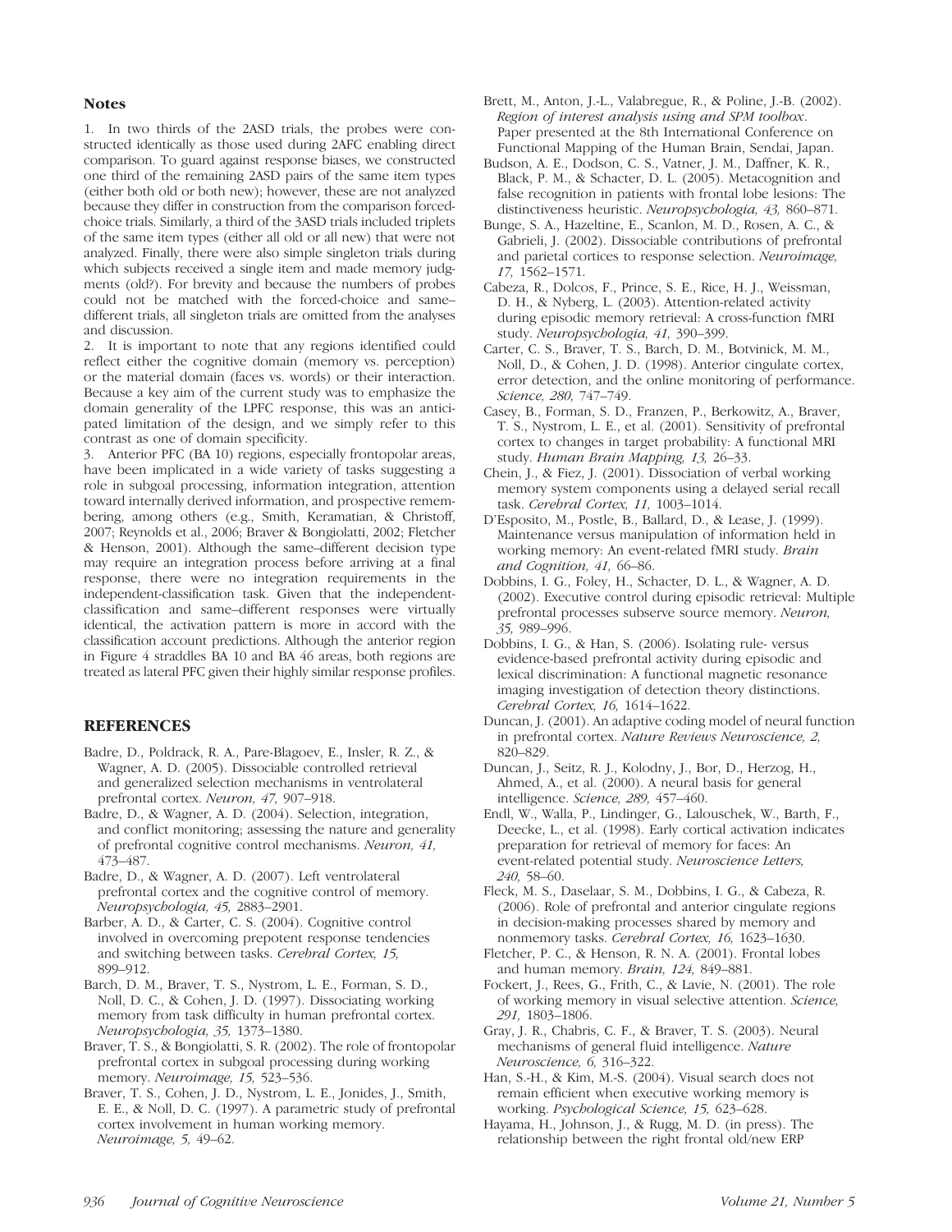### Notes

1. In two thirds of the 2ASD trials, the probes were constructed identically as those used during 2AFC enabling direct comparison. To guard against response biases, we constructed one third of the remaining 2ASD pairs of the same item types (either both old or both new); however, these are not analyzed because they differ in construction from the comparison forced-choice trials. Similarly, a third of the 3ASD trials included triplets of the same item types (either all old or all new) that were not analyzed. Finally, there were also simple singleton trials during which subjects received a single item and made memory judgments (old?). For brevity and because the numbers of probes could not be matched with the forced-choice and same–different trials, all singleton trials are omitted from the analyses and discussion.

2. It is important to note that any regions identified could reflect either the cognitive domain (memory vs. perception) or the material domain (faces vs. words) or their interaction. Because a key aim of the current study was to emphasize the domain generality of the LPFC response, this was an anticipated limitation of the design, and we simply refer to this contrast as one of domain specificity.

3. Anterior PFC (BA 10) regions, especially frontopolar areas, have been implicated in a wide variety of tasks suggesting a role in subgoal processing, information integration, attention toward internally derived information, and prospective remembering, among others (e.g., Smith, Keramatian, & Christoff, 2007; Reynolds et al., 2006; Braver & Bongiolatti, 2002; Fletcher & Henson, 2001). Although the same–different decision type may require an integration process before arriving at a final response, there were no integration requirements in the independent-classification task. Given that the independent-classification and same–different responses were virtually identical, the activation pattern is more in accord with the classification account predictions. Although the anterior region in Figure 4 straddles BA 10 and BA 46 areas, both regions are treated as lateral PFC given their highly similar response profiles.

## REFERENCES

Badre, D., Poldrack, R. A., Pare-Blagoev, E., Insler, R. Z., & Wagner, A. D. (2005). Dissociable controlled retrieval and generalized selection mechanisms in ventrolateral prefrontal cortex. *Neuron, 47,* 907–918.

Badre, D., & Wagner, A. D. (2004). Selection, integration, and conflict monitoring; assessing the nature and generality of prefrontal cognitive control mechanisms. *Neuron, 41,* 473–487.

Badre, D., & Wagner, A. D. (2007). Left ventrolateral prefrontal cortex and the cognitive control of memory. *Neuropsychologia, 45,* 2883–2901.

Barber, A. D., & Carter, C. S. (2004). Cognitive control involved in overcoming prepotent response tendencies and switching between tasks. *Cerebral Cortex, 15,* 899–912.

Barch, D. M., Braver, T. S., Nystrom, L. E., Forman, S. D., Noll, D. C., & Cohen, J. D. (1997). Dissociating working memory from task difficulty in human prefrontal cortex. *Neuropsychologia, 35,* 1373–1380.

Braver, T. S., & Bongiolatti, S. R. (2002). The role of frontopolar prefrontal cortex in subgoal processing during working memory. *Neuroimage, 15,* 523–536.

Braver, T. S., Cohen, J. D., Nystrom, L. E., Jonides, J., Smith, E. E., & Noll, D. C. (1997). A parametric study of prefrontal cortex involvement in human working memory. *Neuroimage, 5,* 49–62.

Brett, M., Anton, J.-L., Valabregue, R., & Poline, J.-B. (2002). *Region of interest analysis using and SPM toolbox*. Paper presented at the 8th International Conference on Functional Mapping of the Human Brain, Sendai, Japan.

Budson, A. E., Dodson, C. S., Vatner, J. M., Daffner, K. R., Black, P. M., & Schacter, D. L. (2005). Metacognition and false recognition in patients with frontal lobe lesions: The distinctiveness heuristic. *Neuropsychologia, 43,* 860–871.

Bunge, S. A., Hazeltine, E., Scanlon, M. D., Rosen, A. C., & Gabrieli, J. (2002). Dissociable contributions of prefrontal and parietal cortices to response selection. *Neuroimage, 17,* 1562–1571.

Cabeza, R., Dolcos, F., Prince, S. E., Rice, H. J., Weissman, D. H., & Nyberg, L. (2003). Attention-related activity during episodic memory retrieval: A cross-function fMRI study. *Neuropsychologia, 41,* 390–399.

Carter, C. S., Braver, T. S., Barch, D. M., Botvinick, M. M., Noll, D., & Cohen, J. D. (1998). Anterior cingulate cortex, error detection, and the online monitoring of performance. *Science, 280,* 747–749.

Casey, B., Forman, S. D., Franzen, P., Berkowitz, A., Braver, T. S., Nystrom, L. E., et al. (2001). Sensitivity of prefrontal cortex to changes in target probability: A functional MRI study. *Human Brain Mapping, 13,* 26–33.

Chein, J., & Fiez, J. (2001). Dissociation of verbal working memory system components using a delayed serial recall task. *Cerebral Cortex, 11,* 1003–1014.

D'Esposito, M., Postle, B., Ballard, D., & Lease, J. (1999). Maintenance versus manipulation of information held in working memory: An event-related fMRI study. *Brain and Cognition, 41,* 66–86.

Dobbins, I. G., Foley, H., Schacter, D. L., & Wagner, A. D. (2002). Executive control during episodic retrieval: Multiple prefrontal processes subserve source memory. *Neuron, 35,* 989–996.

Dobbins, I. G., & Han, S. (2006). Isolating rule- versus evidence-based prefrontal activity during episodic and lexical discrimination: A functional magnetic resonance imaging investigation of detection theory distinctions. *Cerebral Cortex, 16,* 1614–1622.

Duncan, J. (2001). An adaptive coding model of neural function in prefrontal cortex. *Nature Reviews Neuroscience, 2,* 820–829.

Duncan, J., Seitz, R. J., Kolodny, J., Bor, D., Herzog, H., Ahmed, A., et al. (2000). A neural basis for general intelligence. *Science, 289,* 457–460.

Endl, W., Walla, P., Lindinger, G., Lalouschek, W., Barth, F., Deecke, L., et al. (1998). Early cortical activation indicates preparation for retrieval of memory for faces: An event-related potential study. *Neuroscience Letters, 240,* 58–60.

Fleck, M. S., Daselaar, S. M., Dobbins, I. G., & Cabeza, R. (2006). Role of prefrontal and anterior cingulate regions in decision-making processes shared by memory and nonmemory tasks. *Cerebral Cortex, 16,* 1623–1630.

Fletcher, P. C., & Henson, R. N. A. (2001). Frontal lobes and human memory. *Brain, 124,* 849–881.

Fockert, J., Rees, G., Frith, C., & Lavie, N. (2001). The role of working memory in visual selective attention. *Science, 291,* 1803–1806.

Gray, J. R., Chabris, C. F., & Braver, T. S. (2003). Neural mechanisms of general fluid intelligence. *Nature Neuroscience, 6,* 316–322.

Han, S.-H., & Kim, M.-S. (2004). Visual search does not remain efficient when executive working memory is working. *Psychological Science, 15,* 623–628.

Hayama, H., Johnson, J., & Rugg, M. D. (in press). The relationship between the right frontal old/new ERP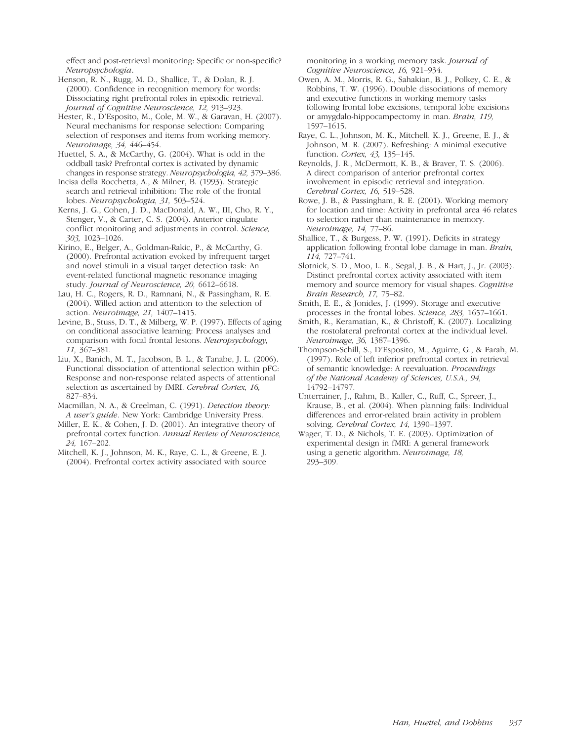effect and post-retrieval monitoring: Specific or non-specific? *Neuropsychologia*.

Henson, R. N., Rugg, M. D., Shallice, T., & Dolan, R. J. (2000). Confidence in recognition memory for words: Dissociating right prefrontal roles in episodic retrieval. *Journal of Cognitive Neuroscience, 12,* 913–923.

Hester, R., D'Esposito, M., Cole, M. W., & Garavan, H. (2007). Neural mechanisms for response selection: Comparing selection of responses and items from working memory. *Neuroimage, 34,* 446–454.

Huettel, S. A., & McCarthy, G. (2004). What is odd in the oddball task? Prefrontal cortex is activated by dynamic changes in response strategy. *Neuropsychologia, 42,* 379–386.

Incisa della Rocchetta, A., & Milner, B. (1993). Strategic search and retrieval inhibition: The role of the frontal lobes. *Neuropsychologia, 31,* 503–524.

Kerns, J. G., Cohen, J. D., MacDonald, A. W., III, Cho, R. Y., Stenger, V., & Carter, C. S. (2004). Anterior cingulate conflict monitoring and adjustments in control. *Science, 303,* 1023–1026.

Kirino, E., Belger, A., Goldman-Rakic, P., & McCarthy, G. (2000). Prefrontal activation evoked by infrequent target and novel stimuli in a visual target detection task: An event-related functional magnetic resonance imaging study. *Journal of Neuroscience, 20,* 6612–6618.

Lau, H. C., Rogers, R. D., Ramnani, N., & Passingham, R. E. (2004). Willed action and attention to the selection of action. *Neuroimage, 21,* 1407–1415.

Levine, B., Stuss, D. T., & Milberg, W. P. (1997). Effects of aging on conditional associative learning: Process analyses and comparison with focal frontal lesions. *Neuropsychology, 11,* 367–381.

Liu, X., Banich, M. T., Jacobson, B. L., & Tanabe, J. L. (2006). Functional dissociation of attentional selection within pFC: Response and non-response related aspects of attentional selection as ascertained by fMRI. *Cerebral Cortex, 16,* 827–834.

Macmillan, N. A., & Creelman, C. (1991). *Detection theory: A user's guide*. New York: Cambridge University Press.

Miller, E. K., & Cohen, J. D. (2001). An integrative theory of prefrontal cortex function. *Annual Review of Neuroscience, 24,* 167–202.

Mitchell, K. J., Johnson, M. K., Raye, C. L., & Greene, E. J. (2004). Prefrontal cortex activity associated with source monitoring in a working memory task. *Journal of Cognitive Neuroscience, 16,* 921–934.

Owen, A. M., Morris, R. G., Sahakian, B. J., Polkey, C. E., & Robbins, T. W. (1996). Double dissociations of memory and executive functions in working memory tasks following frontal lobe excisions, temporal lobe excisions or amygdalo-hippocampectomy in man. *Brain, 119,* 1597–1615.

Raye, C. L., Johnson, M. K., Mitchell, K. J., Greene, E. J., & Johnson, M. R. (2007). Refreshing: A minimal executive function. *Cortex, 43,* 135–145.

Reynolds, J. R., McDermott, K. B., & Braver, T. S. (2006). A direct comparison of anterior prefrontal cortex involvement in episodic retrieval and integration. *Cerebral Cortex, 16,* 519–528.

Rowe, J. B., & Passingham, R. E. (2001). Working memory for location and time: Activity in prefrontal area 46 relates to selection rather than maintenance in memory. *Neuroimage, 14,* 77–86.

Shallice, T., & Burgess, P. W. (1991). Deficits in strategy application following frontal lobe damage in man. *Brain, 114,* 727–741.

Slotnick, S. D., Moo, L. R., Segal, J. B., & Hart, J., Jr. (2003). Distinct prefrontal cortex activity associated with item memory and source memory for visual shapes. *Cognitive Brain Research, 17,* 75–82.

Smith, E. E., & Jonides, J. (1999). Storage and executive processes in the frontal lobes. *Science, 283,* 1657–1661.

Smith, R., Keramatian, K., & Christoff, K. (2007). Localizing the rostolateral prefrontal cortex at the individual level. *Neuroimage, 36,* 1387–1396.

Thompson-Schill, S., D'Esposito, M., Aguirre, G., & Farah, M. (1997). Role of left inferior prefrontal cortex in retrieval of semantic knowledge: A reevaluation. *Proceedings of the National Academy of Sciences, U.S.A., 94,* 14792–14797.

Unterrainer, J., Rahm, B., Kaller, C., Ruff, C., Spreer, J., Krause, B., et al. (2004). When planning fails: Individual differences and error-related brain activity in problem solving. *Cerebral Cortex, 14,* 1390–1397.

Wager, T. D., & Nichols, T. E. (2003). Optimization of experimental design in fMRI: A general framework using a genetic algorithm. *Neuroimage, 18,* 293–309.